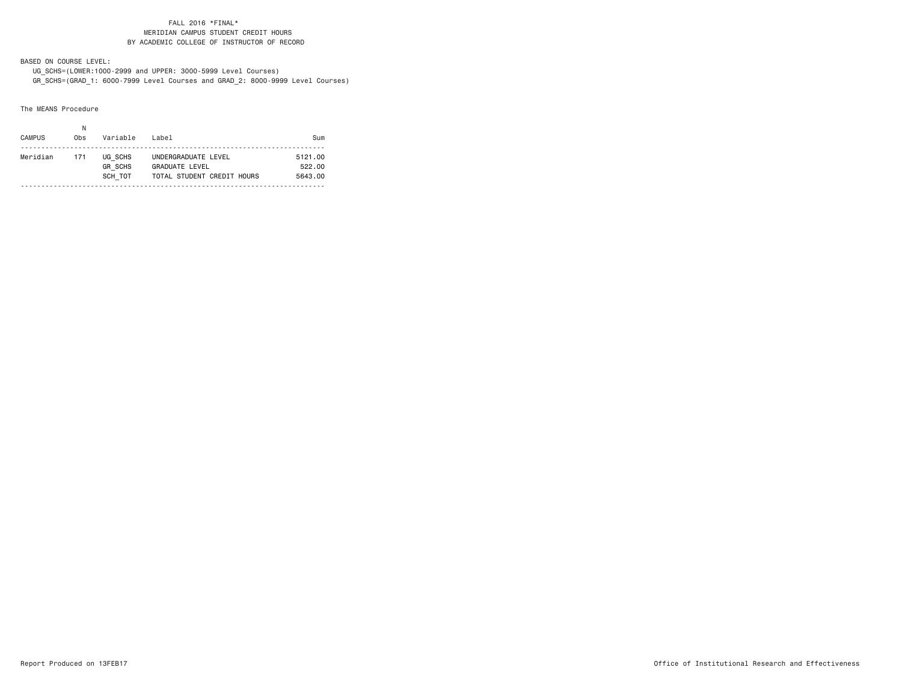FALL 2016 *FINAL*
MERIDIAN CAMPUS STUDENT CREDIT HOURS
BY ACADEMIC COLLEGE OF INSTRUCTOR OF RECORD

BASED ON COURSE LEVEL:
UG_SCHS=(LOWER:1000-2999 and UPPER: 3000-5999 Level Courses)
GR_SCHS=(GRAD_1: 6000-7999 Level Courses and GRAD_2: 8000-9999 Level Courses)

The MEANS Procedure

| CAMPUS | N Obs | Variable | Label | Sum |
|---|---|---|---|---|
| Meridian | 171 | UG_SCHS | UNDERGRADUATE LEVEL | 5121.00 |
| | | GR_SCHS | GRADUATE LEVEL | 522.00 |
| | | SCH_TOT | TOTAL STUDENT CREDIT HOURS | 5643.00 |

Report Produced on 13FEB17

Office of Institutional Research and Effectiveness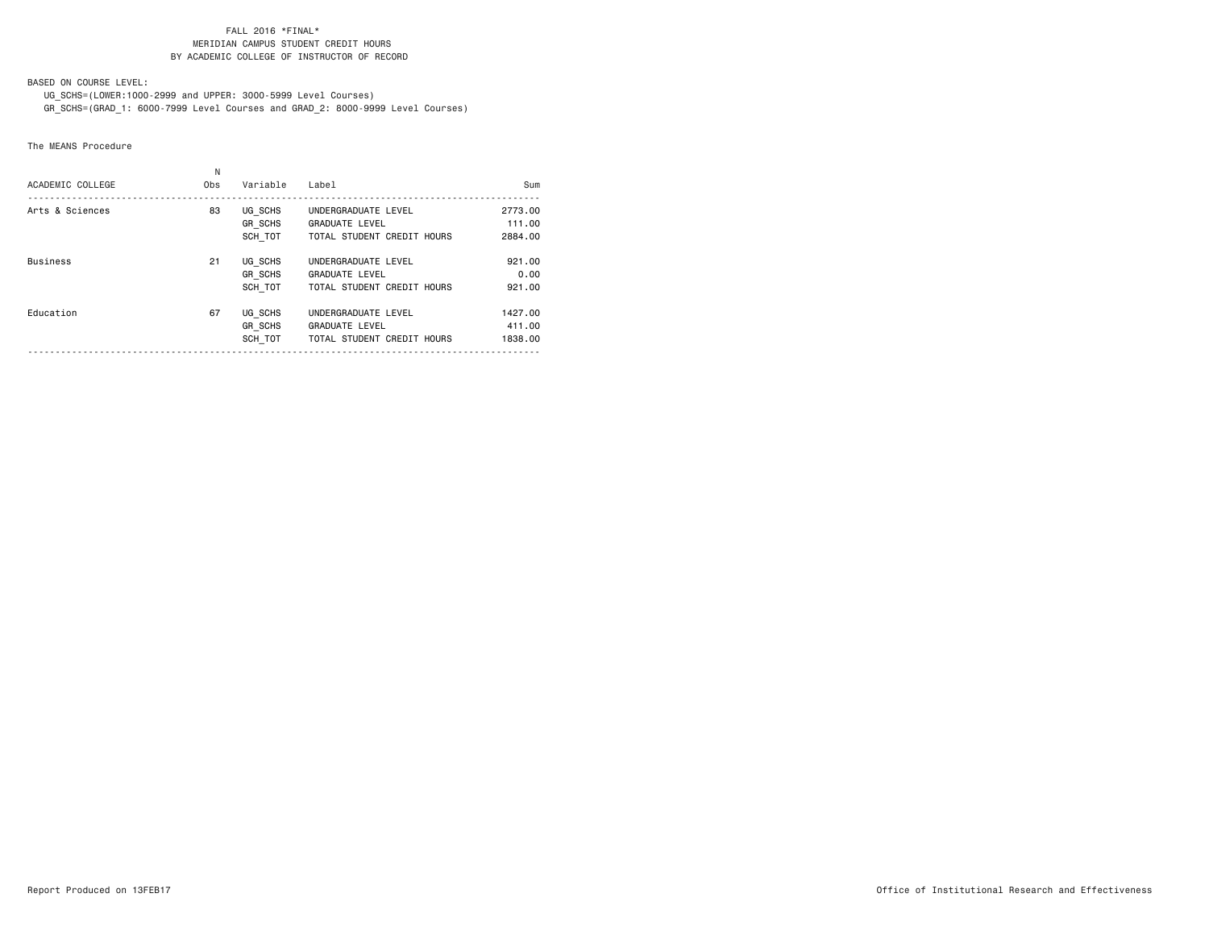FALL 2016 *FINAL*
MERIDIAN CAMPUS STUDENT CREDIT HOURS
BY ACADEMIC COLLEGE OF INSTRUCTOR OF RECORD

BASED ON COURSE LEVEL:
UG_SCHS=(LOWER:1000-2999 and UPPER: 3000-5999 Level Courses)
GR_SCHS=(GRAD_1: 6000-7999 Level Courses and GRAD_2: 8000-9999 Level Courses)

The MEANS Procedure

| ACADEMIC COLLEGE | N Obs | Variable | Label | Sum |
|---|---|---|---|---|
| Arts & Sciences | 83 | UG_SCHS | UNDERGRADUATE LEVEL | 2773.00 |
| | | GR_SCHS | GRADUATE LEVEL | 111.00 |
| | | SCH_TOT | TOTAL STUDENT CREDIT HOURS | 2884.00 |
| Business | 21 | UG_SCHS | UNDERGRADUATE LEVEL | 921.00 |
| | | GR_SCHS | GRADUATE LEVEL | 0.00 |
| | | SCH_TOT | TOTAL STUDENT CREDIT HOURS | 921.00 |
| Education | 67 | UG_SCHS | UNDERGRADUATE LEVEL | 1427.00 |
| | | GR_SCHS | GRADUATE LEVEL | 411.00 |
| | | SCH_TOT | TOTAL STUDENT CREDIT HOURS | 1838.00 |

Report Produced on 13FEB17

Office of Institutional Research and Effectiveness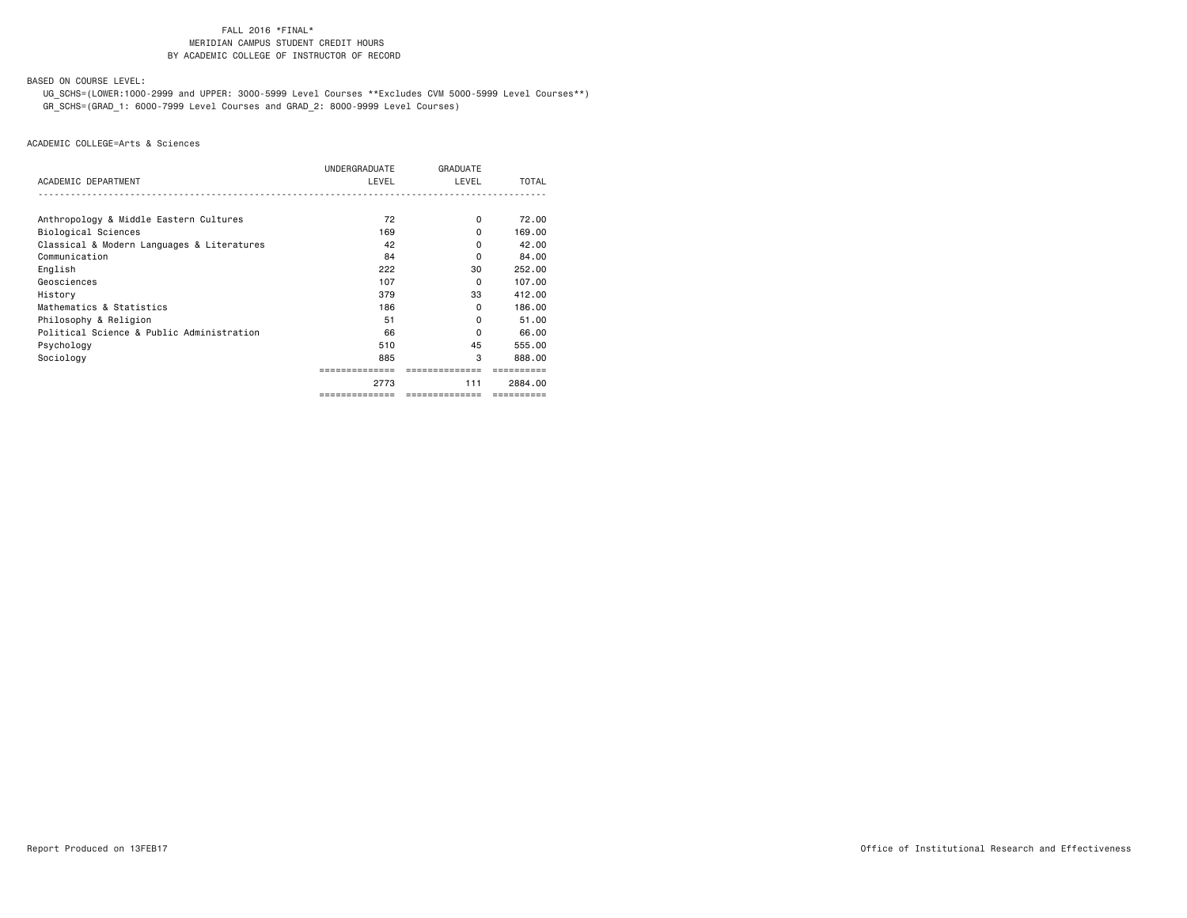FALL 2016 *FINAL*
MERIDIAN CAMPUS STUDENT CREDIT HOURS
BY ACADEMIC COLLEGE OF INSTRUCTOR OF RECORD

BASED ON COURSE LEVEL:

UG_SCHS=(LOWER:1000-2999 and UPPER: 3000-5999 Level Courses **Excludes CVM 5000-5999 Level Courses**)
GR_SCHS=(GRAD_1: 6000-7999 Level Courses and GRAD_2: 8000-9999 Level Courses)

ACADEMIC COLLEGE=Arts & Sciences

| ACADEMIC DEPARTMENT | UNDERGRADUATE LEVEL | GRADUATE LEVEL | TOTAL |
|---|---|---|---|
| Anthropology & Middle Eastern Cultures | 72 | 0 | 72.00 |
| Biological Sciences | 169 | 0 | 169.00 |
| Classical & Modern Languages & Literatures | 42 | 0 | 42.00 |
| Communication | 84 | 0 | 84.00 |
| English | 222 | 30 | 252.00 |
| Geosciences | 107 | 0 | 107.00 |
| History | 379 | 33 | 412.00 |
| Mathematics & Statistics | 186 | 0 | 186.00 |
| Philosophy & Religion | 51 | 0 | 51.00 |
| Political Science & Public Administration | 66 | 0 | 66.00 |
| Psychology | 510 | 45 | 555.00 |
| Sociology | 885 | 3 | 888.00 |
| | 2773 | 111 | 2884.00 |

Report Produced on 13FEB17

Office of Institutional Research and Effectiveness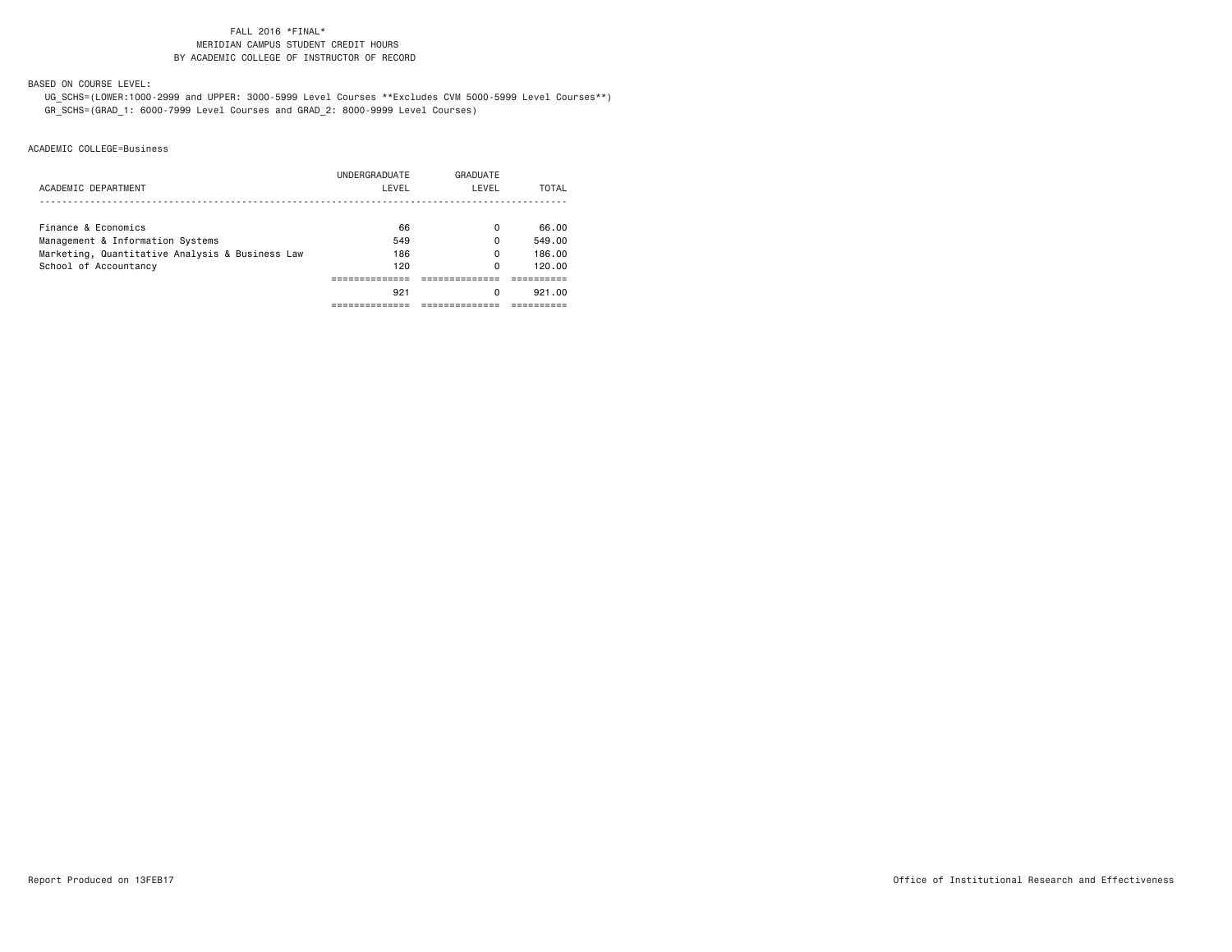FALL 2016 *FINAL*
MERIDIAN CAMPUS STUDENT CREDIT HOURS
BY ACADEMIC COLLEGE OF INSTRUCTOR OF RECORD

BASED ON COURSE LEVEL:

UG_SCHS=(LOWER:1000-2999 and UPPER: 3000-5999 Level Courses **Excludes CVM 5000-5999 Level Courses**)
GR_SCHS=(GRAD_1: 6000-7999 Level Courses and GRAD_2: 8000-9999 Level Courses)

ACADEMIC COLLEGE=Business

| ACADEMIC DEPARTMENT | UNDERGRADUATE LEVEL | GRADUATE LEVEL | TOTAL |
|---|---|---|---|
| Finance & Economics | 66 | 0 | 66.00 |
| Management & Information Systems | 549 | 0 | 549.00 |
| Marketing, Quantitative Analysis & Business Law | 186 | 0 | 186.00 |
| School of Accountancy | 120 | 0 | 120.00 |
| | 921 | 0 | 921.00 |

Report Produced on 13FEB17

Office of Institutional Research and Effectiveness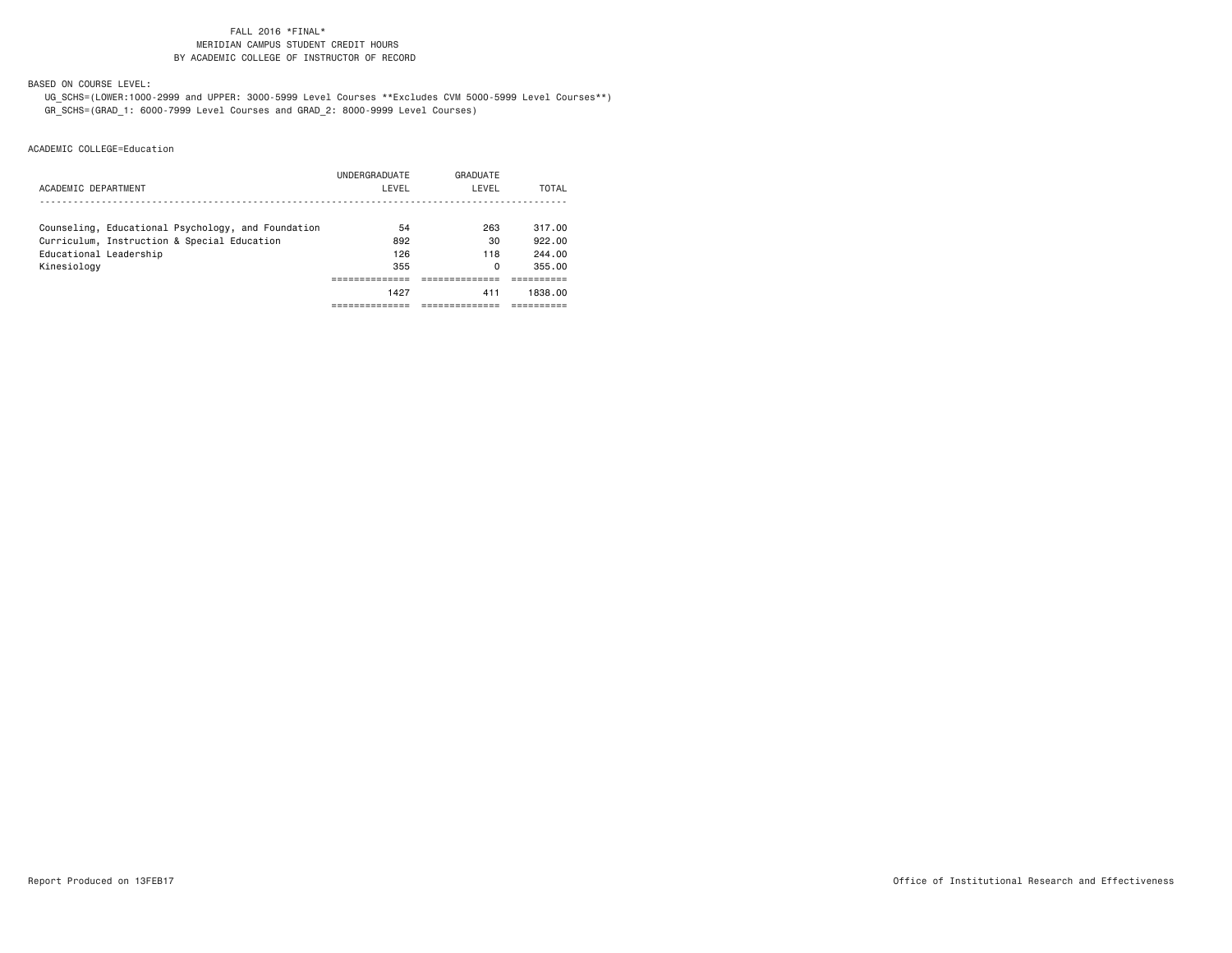FALL 2016 *FINAL*
MERIDIAN CAMPUS STUDENT CREDIT HOURS
BY ACADEMIC COLLEGE OF INSTRUCTOR OF RECORD

BASED ON COURSE LEVEL:
UG_SCHS=(LOWER:1000-2999 and UPPER: 3000-5999 Level Courses **Excludes CVM 5000-5999 Level Courses**)
GR_SCHS=(GRAD_1: 6000-7999 Level Courses and GRAD_2: 8000-9999 Level Courses)

ACADEMIC COLLEGE=Education

| ACADEMIC DEPARTMENT | UNDERGRADUATE LEVEL | GRADUATE LEVEL | TOTAL |
|---|---|---|---|
| Counseling, Educational Psychology, and Foundation | 54 | 263 | 317.00 |
| Curriculum, Instruction & Special Education | 892 | 30 | 922.00 |
| Educational Leadership | 126 | 118 | 244.00 |
| Kinesiology | 355 | 0 | 355.00 |
| | 1427 | 411 | 1838.00 |

Report Produced on 13FEB17

Office of Institutional Research and Effectiveness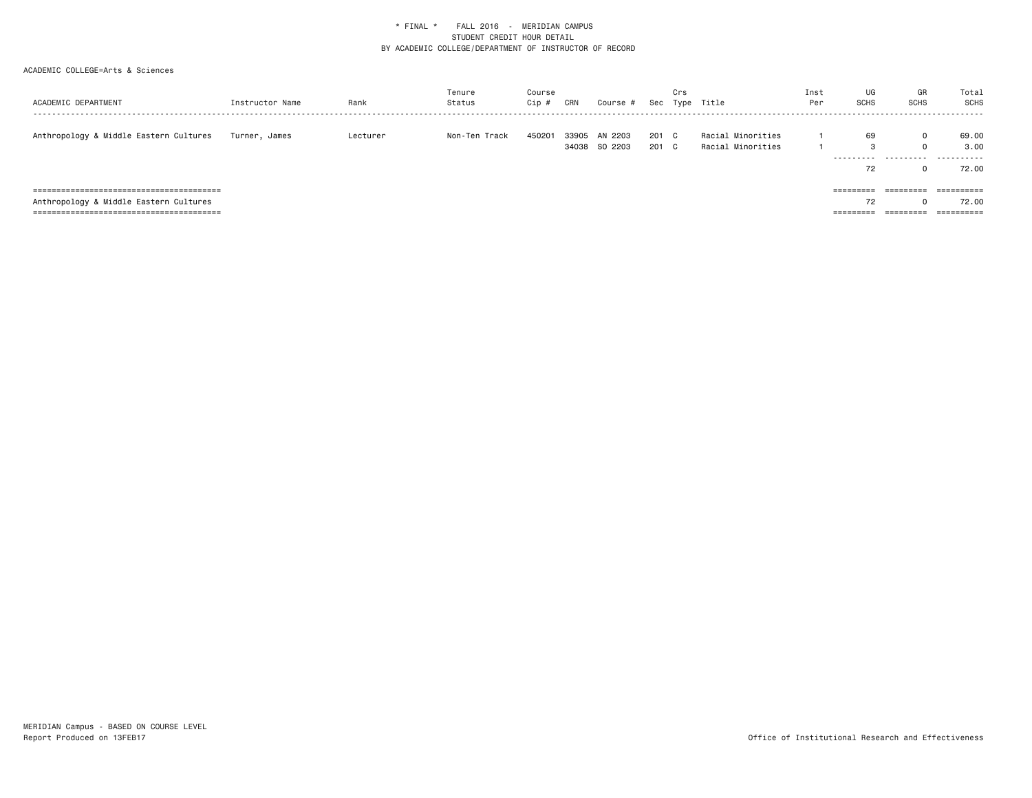\* FINAL \*    FALL 2016  -  MERIDIAN CAMPUS
STUDENT CREDIT HOUR DETAIL
BY ACADEMIC COLLEGE/DEPARTMENT OF INSTRUCTOR OF RECORD

ACADEMIC COLLEGE=Arts & Sciences

| ACADEMIC DEPARTMENT | Instructor Name | Rank | Tenure Status | Course Cip # | CRN | Course # | Sec | Crs Type | Title | Inst Per | UG SCHS | GR SCHS | Total SCHS |
|---|---|---|---|---|---|---|---|---|---|---|---|---|---|
| Anthropology & Middle Eastern Cultures | Turner, James | Lecturer | Non-Ten Track | 450201 | 33905 | AN 2203 | 201 | C | Racial Minorities | 1 | 69 | 0 | 69.00 |
| | | | | | 34038 | SO 2203 | 201 | C | Racial Minorities | 1 | 3 | 0 | 3.00 |
| | | | | | | | | | | | 72 | 0 | 72.00 |
| Anthropology & Middle Eastern Cultures | | | | | | | | | | | 72 | 0 | 72.00 |

MERIDIAN Campus - BASED ON COURSE LEVEL
Report Produced on 13FEB17

Office of Institutional Research and Effectiveness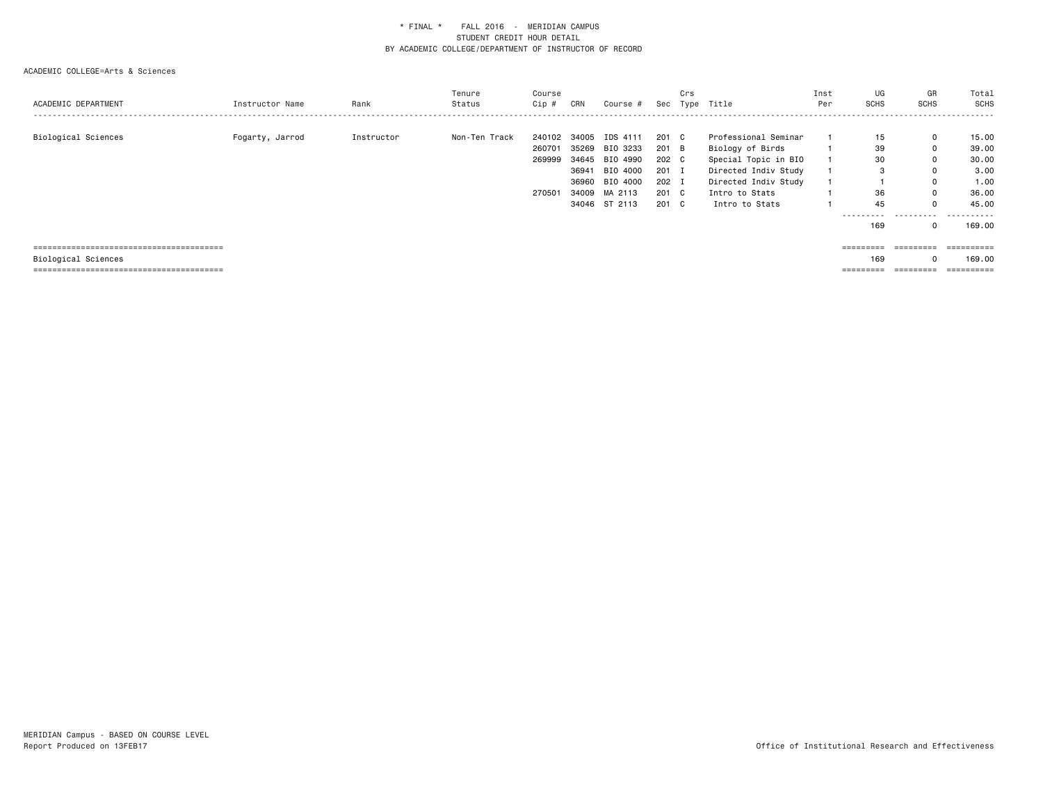\* FINAL \* FALL 2016 - MERIDIAN CAMPUS
STUDENT CREDIT HOUR DETAIL
BY ACADEMIC COLLEGE/DEPARTMENT OF INSTRUCTOR OF RECORD

ACADEMIC COLLEGE=Arts & Sciences

| ACADEMIC DEPARTMENT | Instructor Name | Rank | Tenure Status | Course Cip # | CRN | Course # | Sec | Crs Type | Title | Inst Per | UG SCHS | GR SCHS | Total SCHS |
|---|---|---|---|---|---|---|---|---|---|---|---|---|---|
| Biological Sciences | Fogarty, Jarrod | Instructor | Non-Ten Track | 240102 | 34005 | IDS 4111 | 201 | C | Professional Seminar | 1 | 15 | 0 | 15.00 |
| | | | | 260701 | 35269 | BIO 3233 | 201 | B | Biology of Birds | 1 | 39 | 0 | 39.00 |
| | | | | 269999 | 34645 | BIO 4990 | 202 | C | Special Topic in BIO | 1 | 30 | 0 | 30.00 |
| | | | | | 36941 | BIO 4000 | 201 | I | Directed Indiv Study | 1 | 3 | 0 | 3.00 |
| | | | | | 36960 | BIO 4000 | 202 | I | Directed Indiv Study | 1 | 1 | 0 | 1.00 |
| | | | | 270501 | 34009 | MA 2113 | 201 | C | Intro to Stats | 1 | 36 | 0 | 36.00 |
| | | | | | 34046 | ST 2113 | 201 | C | Intro to Stats | 1 | 45 | 0 | 45.00 |
| | | | | | | | | | | | 169 | 0 | 169.00 |
| Biological Sciences | | | | | | | | | | | 169 | 0 | 169.00 |

MERIDIAN Campus - BASED ON COURSE LEVEL
Report Produced on 13FEB17

Office of Institutional Research and Effectiveness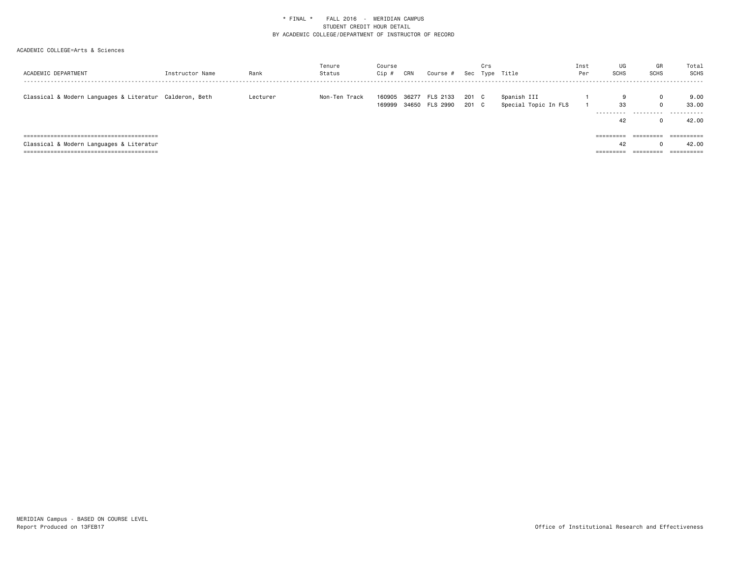\* FINAL \*    FALL 2016  -  MERIDIAN CAMPUS
STUDENT CREDIT HOUR DETAIL
BY ACADEMIC COLLEGE/DEPARTMENT OF INSTRUCTOR OF RECORD

ACADEMIC COLLEGE=Arts & Sciences

| ACADEMIC DEPARTMENT | Instructor Name | Rank | Tenure Status | Course Cip # | CRN | Course # | Sec | Crs Type | Title | Inst Per | UG SCHS | GR SCHS | Total SCHS |
|---|---|---|---|---|---|---|---|---|---|---|---|---|---|
| Classical & Modern Languages & Literatur | Calderon, Beth | Lecturer | Non-Ten Track | 160905 | 36277 | FLS 2133 | 201 | C | Spanish III | 1 | 9 | 0 | 9.00 |
| | | | | 169999 | 34650 | FLS 2990 | 201 | C | Special Topic In FLS | 1 | 33 | 0 | 33.00 |
| | | | | | | | | | | | 42 | 0 | 42.00 |
| Classical & Modern Languages & Literatur | | | | | | | | | | | 42 | 0 | 42.00 |

MERIDIAN Campus - BASED ON COURSE LEVEL
Report Produced on 13FEB17

Office of Institutional Research and Effectiveness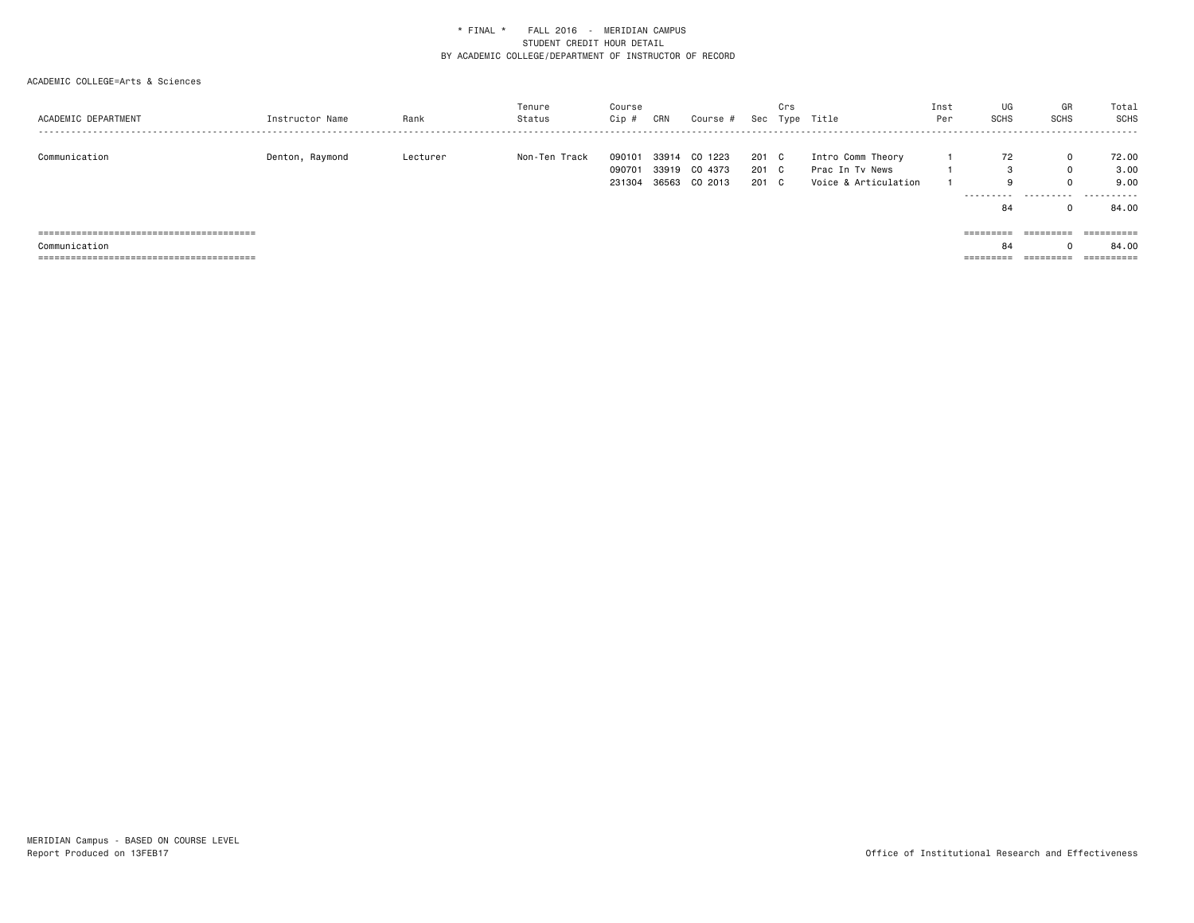\* FINAL \* FALL 2016 - MERIDIAN CAMPUS
STUDENT CREDIT HOUR DETAIL
BY ACADEMIC COLLEGE/DEPARTMENT OF INSTRUCTOR OF RECORD

ACADEMIC COLLEGE=Arts & Sciences

| ACADEMIC DEPARTMENT | Instructor Name | Rank | Tenure Status | Course Cip # | CRN | Course # | Sec | Crs Type | Title | Inst Per | UG SCHS | GR SCHS | Total SCHS |
|---|---|---|---|---|---|---|---|---|---|---|---|---|---|
| Communication | Denton, Raymond | Lecturer | Non-Ten Track | 090101 | 33914 | CO 1223 | 201 | C | Intro Comm Theory | 1 | 72 | 0 | 72.00 |
| | | | | 090701 | 33919 | CO 4373 | 201 | C | Prac In Tv News | 1 | 3 | 0 | 3.00 |
| | | | | 231304 | 36563 | CO 2013 | 201 | C | Voice & Articulation | 1 | 9 | 0 | 9.00 |
| | | | | | | | | | | | 84 | 0 | 84.00 |
| Communication | | | | | | | | | | | 84 | 0 | 84.00 |

MERIDIAN Campus - BASED ON COURSE LEVEL
Report Produced on 13FEB17

Office of Institutional Research and Effectiveness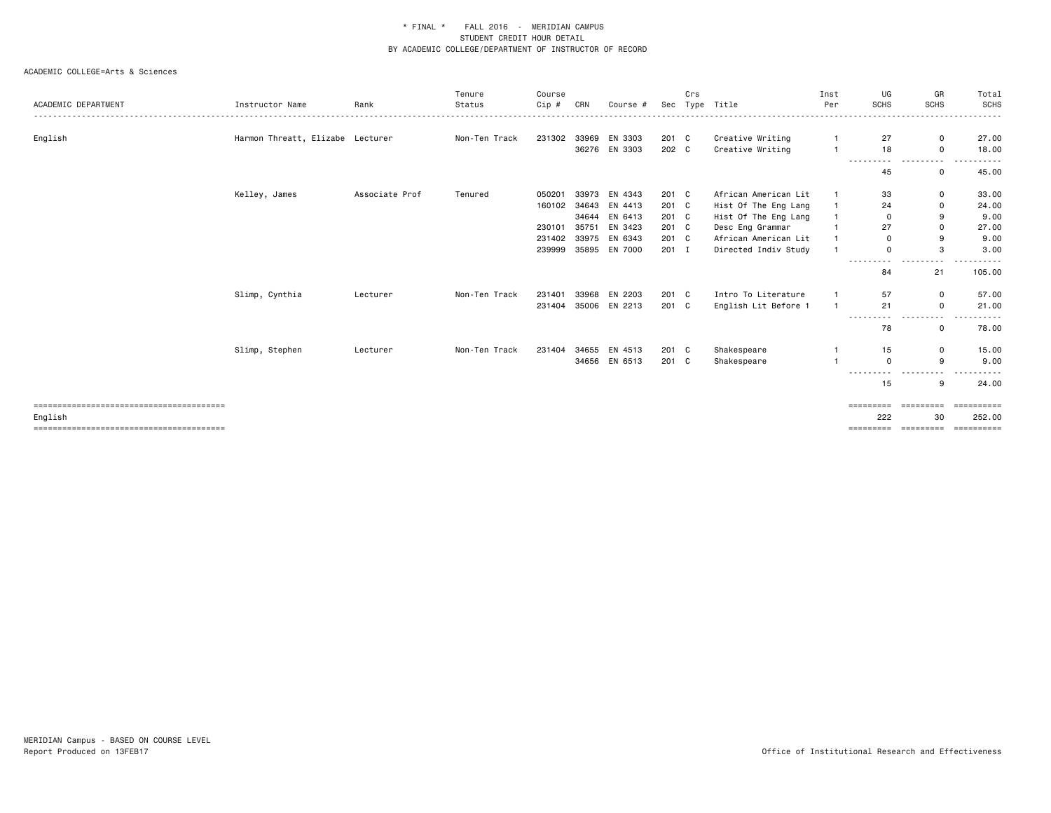\* FINAL \*    FALL 2016  -  MERIDIAN CAMPUS
STUDENT CREDIT HOUR DETAIL
BY ACADEMIC COLLEGE/DEPARTMENT OF INSTRUCTOR OF RECORD

ACADEMIC COLLEGE=Arts & Sciences

| ACADEMIC DEPARTMENT | Instructor Name | Rank | Tenure Status | Course Cip # | CRN | Course # | Sec | Crs Type | Title | Inst Per | UG SCHS | GR SCHS | Total SCHS |
|---|---|---|---|---|---|---|---|---|---|---|---|---|---|
| English | Harmon Threatt, Elizabe | Lecturer | Non-Ten Track | 231302 | 33969 | EN 3303 | 201 | C | Creative Writing | 1 | 27 | 0 | 27.00 |
| | | | | | 36276 | EN 3303 | 202 | C | Creative Writing | 1 | 18 | 0 | 18.00 |
| | | | | | | | | | | | 45 | 0 | 45.00 |
| | Kelley, James | Associate Prof | Tenured | 050201 | 33973 | EN 4343 | 201 | C | African American Lit | 1 | 33 | 0 | 33.00 |
| | | | | 160102 | 34643 | EN 4413 | 201 | C | Hist Of The Eng Lang | 1 | 24 | 0 | 24.00 |
| | | | | | 34644 | EN 6413 | 201 | C | Hist Of The Eng Lang | 1 | 0 | 9 | 9.00 |
| | | | | 230101 | 35751 | EN 3423 | 201 | C | Desc Eng Grammar | 1 | 27 | 0 | 27.00 |
| | | | | 231402 | 33975 | EN 6343 | 201 | C | African American Lit | 1 | 0 | 9 | 9.00 |
| | | | | 239999 | 35895 | EN 7000 | 201 | I | Directed Indiv Study | 1 | 0 | 3 | 3.00 |
| | | | | | | | | | | | 84 | 21 | 105.00 |
| | Slimp, Cynthia | Lecturer | Non-Ten Track | 231401 | 33968 | EN 2203 | 201 | C | Intro To Literature | 1 | 57 | 0 | 57.00 |
| | | | | 231404 | 35006 | EN 2213 | 201 | C | English Lit Before 1 | 1 | 21 | 0 | 21.00 |
| | | | | | | | | | | | 78 | 0 | 78.00 |
| | Slimp, Stephen | Lecturer | Non-Ten Track | 231404 | 34655 | EN 4513 | 201 | C | Shakespeare | 1 | 15 | 0 | 15.00 |
| | | | | | 34656 | EN 6513 | 201 | C | Shakespeare | 1 | 0 | 9 | 9.00 |
| | | | | | | | | | | | 15 | 9 | 24.00 |
| English | | | | | | | | | | | 222 | 30 | 252.00 |

MERIDIAN Campus - BASED ON COURSE LEVEL
Report Produced on 13FEB17

Office of Institutional Research and Effectiveness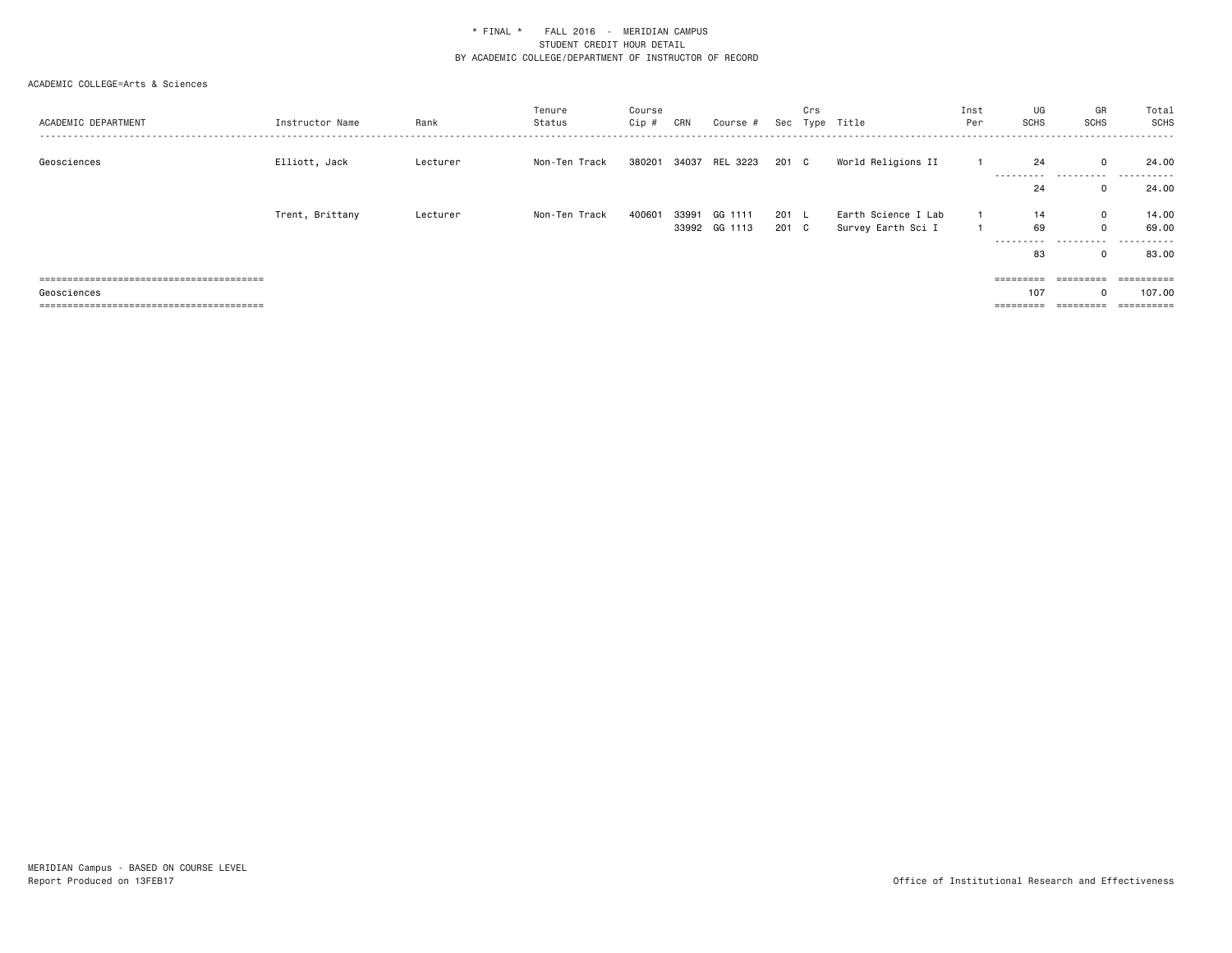\* FINAL \* FALL 2016 - MERIDIAN CAMPUS
STUDENT CREDIT HOUR DETAIL
BY ACADEMIC COLLEGE/DEPARTMENT OF INSTRUCTOR OF RECORD

ACADEMIC COLLEGE=Arts & Sciences

| ACADEMIC DEPARTMENT | Instructor Name | Rank | Tenure Status | Course Cip # | CRN | Course # | Sec | Crs Type | Title | Inst Per | UG SCHS | GR SCHS | Total SCHS |
|---|---|---|---|---|---|---|---|---|---|---|---|---|---|
| Geosciences | Elliott, Jack | Lecturer | Non-Ten Track | 380201 | 34037 | REL 3223 | 201 | C | World Religions II | 1 | 24 | 0 | 24.00 |
| | | | | | | | | | | | 24 | 0 | 24.00 |
| | Trent, Brittany | Lecturer | Non-Ten Track | 400601 | 33991 | GG 1111 | 201 | L | Earth Science I Lab | 1 | 14 | 0 | 14.00 |
| | | | | | 33992 | GG 1113 | 201 | C | Survey Earth Sci I | 1 | 69 | 0 | 69.00 |
| | | | | | | | | | | | 83 | 0 | 83.00 |
| Geosciences | | | | | | | | | | | 107 | 0 | 107.00 |

MERIDIAN Campus - BASED ON COURSE LEVEL
Report Produced on 13FEB17

Office of Institutional Research and Effectiveness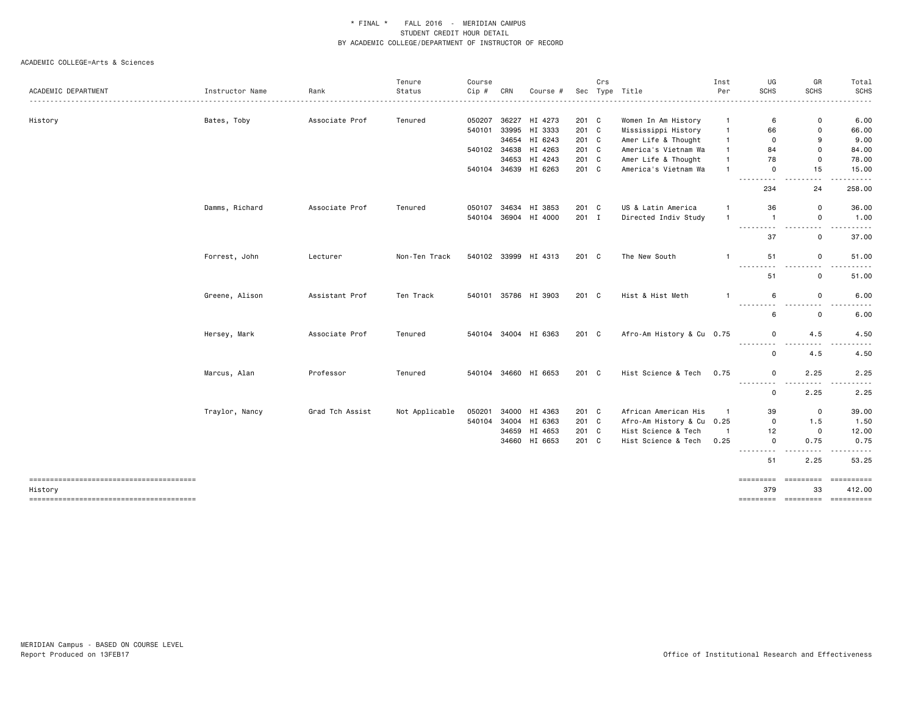\* FINAL \* FALL 2016 - MERIDIAN CAMPUS
STUDENT CREDIT HOUR DETAIL
BY ACADEMIC COLLEGE/DEPARTMENT OF INSTRUCTOR OF RECORD

ACADEMIC COLLEGE=Arts & Sciences

| ACADEMIC DEPARTMENT | Instructor Name | Rank | Tenure Status | Course Cip # | CRN | Course # | Sec | Crs Type | Title | Inst Per | UG SCHS | GR SCHS | Total SCHS |
|---|---|---|---|---|---|---|---|---|---|---|---|---|---|
| History | Bates, Toby | Associate Prof | Tenured | 050207 | 36227 | HI 4273 | 201 | C | Women In Am History | 1 | 6 | 0 | 6.00 |
| | | | | 540101 | 33995 | HI 3333 | 201 | C | Mississippi History | 1 | 66 | 0 | 66.00 |
| | | | | | 34654 | HI 6243 | 201 | C | Amer Life & Thought | 1 | 0 | 9 | 9.00 |
| | | | | 540102 | 34638 | HI 4263 | 201 | C | America's Vietnam Wa | 1 | 84 | 0 | 84.00 |
| | | | | | 34653 | HI 4243 | 201 | C | Amer Life & Thought | 1 | 78 | 0 | 78.00 |
| | | | | 540104 | 34639 | HI 6263 | 201 | C | America's Vietnam Wa | 1 | 0 | 15 | 15.00 |
| | | | | | | | | | | | 234 | 24 | 258.00 |
| | Damms, Richard | Associate Prof | Tenured | 050107 | 34634 | HI 3853 | 201 | C | US & Latin America | 1 | 36 | 0 | 36.00 |
| | | | | 540104 | 36904 | HI 4000 | 201 | I | Directed Indiv Study | 1 | 1 | 0 | 1.00 |
| | | | | | | | | | | | 37 | 0 | 37.00 |
| | Forrest, John | Lecturer | Non-Ten Track | 540102 | 33999 | HI 4313 | 201 | C | The New South | 1 | 51 | 0 | 51.00 |
| | | | | | | | | | | | 51 | 0 | 51.00 |
| | Greene, Alison | Assistant Prof | Ten Track | 540101 | 35786 | HI 3903 | 201 | C | Hist & Hist Meth | 1 | 6 | 0 | 6.00 |
| | | | | | | | | | | | 6 | 0 | 6.00 |
| | Hersey, Mark | Associate Prof | Tenured | 540104 | 34004 | HI 6363 | 201 | C | Afro-Am History & Cu | 0.75 | 0 | 4.5 | 4.50 |
| | | | | | | | | | | | 0 | 4.5 | 4.50 |
| | Marcus, Alan | Professor | Tenured | 540104 | 34660 | HI 6653 | 201 | C | Hist Science & Tech | 0.75 | 0 | 2.25 | 2.25 |
| | | | | | | | | | | | 0 | 2.25 | 2.25 |
| | Traylor, Nancy | Grad Tch Assist | Not Applicable | 050201 | 34000 | HI 4363 | 201 | C | African American His | 1 | 39 | 0 | 39.00 |
| | | | | 540104 | 34004 | HI 6363 | 201 | C | Afro-Am History & Cu | 0.25 | 0 | 1.5 | 1.50 |
| | | | | | 34659 | HI 4653 | 201 | C | Hist Science & Tech | 1 | 12 | 0 | 12.00 |
| | | | | | 34660 | HI 6653 | 201 | C | Hist Science & Tech | 0.25 | 0 | 0.75 | 0.75 |
| | | | | | | | | | | | 51 | 2.25 | 53.25 |
| History | | | | | | | | | | | 379 | 33 | 412.00 |

MERIDIAN Campus - BASED ON COURSE LEVEL
Report Produced on 13FEB17

Office of Institutional Research and Effectiveness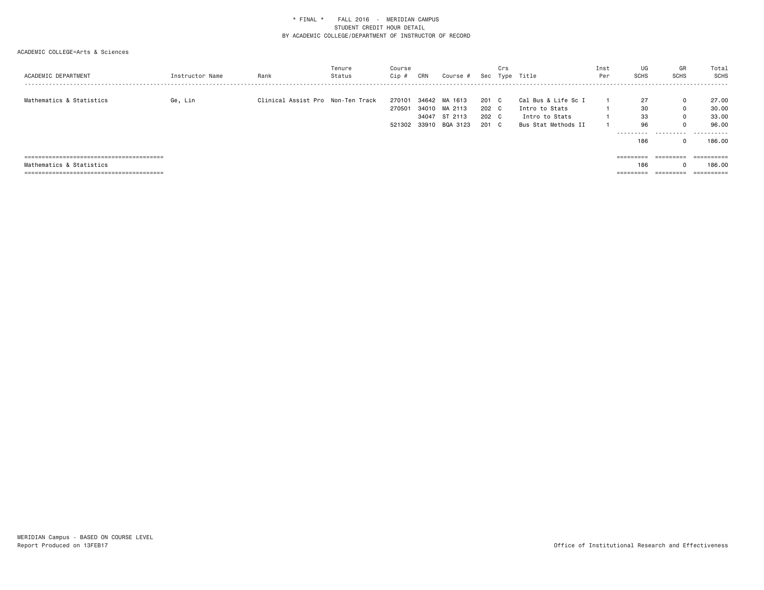\* FINAL \* FALL 2016 - MERIDIAN CAMPUS
STUDENT CREDIT HOUR DETAIL
BY ACADEMIC COLLEGE/DEPARTMENT OF INSTRUCTOR OF RECORD

ACADEMIC COLLEGE=Arts & Sciences

| ACADEMIC DEPARTMENT | Instructor Name | Rank | Tenure Status | Course Cip # | CRN | Course # | Sec | Crs Type | Title | Inst Per | UG SCHS | GR SCHS | Total SCHS |
|---|---|---|---|---|---|---|---|---|---|---|---|---|---|
| Mathematics & Statistics | Ge, Lin | Clinical Assist Pro | Non-Ten Track | 270101 | 34642 | MA 1613 | 201 | C | Cal Bus & Life Sc I | 1 | 27 | 0 | 27.00 |
| | | | | 270501 | 34010 | MA 2113 | 202 | C | Intro to Stats | 1 | 30 | 0 | 30.00 |
| | | | | | 34047 | ST 2113 | 202 | C | Intro to Stats | 1 | 33 | 0 | 33.00 |
| | | | | 521302 | 33910 | BQA 3123 | 201 | C | Bus Stat Methods II | 1 | 96 | 0 | 96.00 |
| | | | | | | | | | | | 186 | 0 | 186.00 |
| Mathematics & Statistics | | | | | | | | | | | 186 | 0 | 186.00 |

MERIDIAN Campus - BASED ON COURSE LEVEL
Report Produced on 13FEB17

Office of Institutional Research and Effectiveness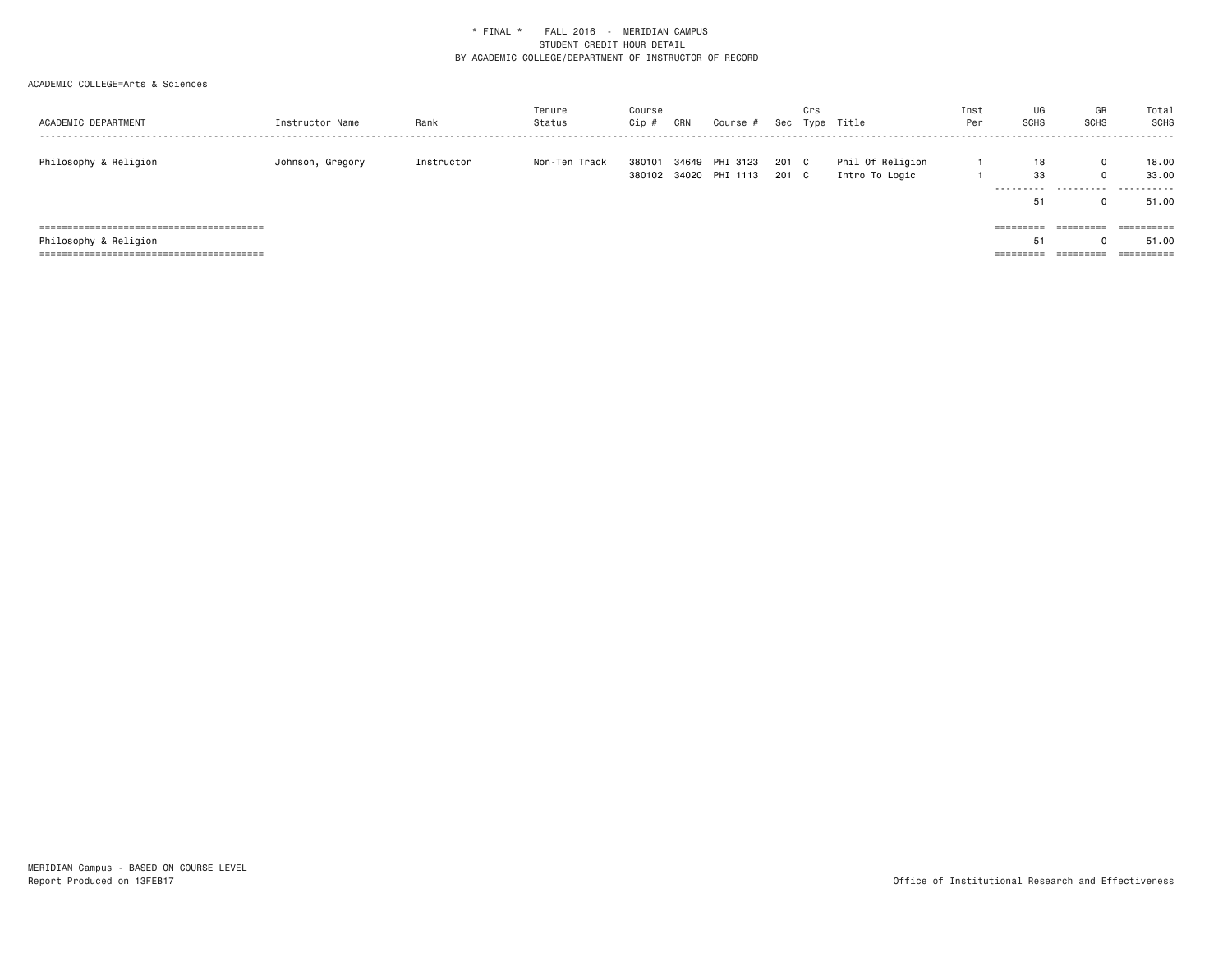\* FINAL \* FALL 2016 - MERIDIAN CAMPUS
STUDENT CREDIT HOUR DETAIL
BY ACADEMIC COLLEGE/DEPARTMENT OF INSTRUCTOR OF RECORD

ACADEMIC COLLEGE=Arts & Sciences

| ACADEMIC DEPARTMENT | Instructor Name | Rank | Tenure Status | Course Cip # | CRN | Course # | Sec | Crs Type | Title | Inst Per | UG SCHS | GR SCHS | Total SCHS |
|---|---|---|---|---|---|---|---|---|---|---|---|---|---|
| Philosophy & Religion | Johnson, Gregory | Instructor | Non-Ten Track | 380101 | 34649 | PHI 3123 | 201 | C | Phil Of Religion | 1 | 18 | 0 | 18.00 |
| | | | | 380102 | 34020 | PHI 1113 | 201 | C | Intro To Logic | 1 | 33 | 0 | 33.00 |
| | | | | | | | | | | | 51 | 0 | 51.00 |
| Philosophy & Religion | | | | | | | | | | | 51 | 0 | 51.00 |

MERIDIAN Campus - BASED ON COURSE LEVEL
Report Produced on 13FEB17

Office of Institutional Research and Effectiveness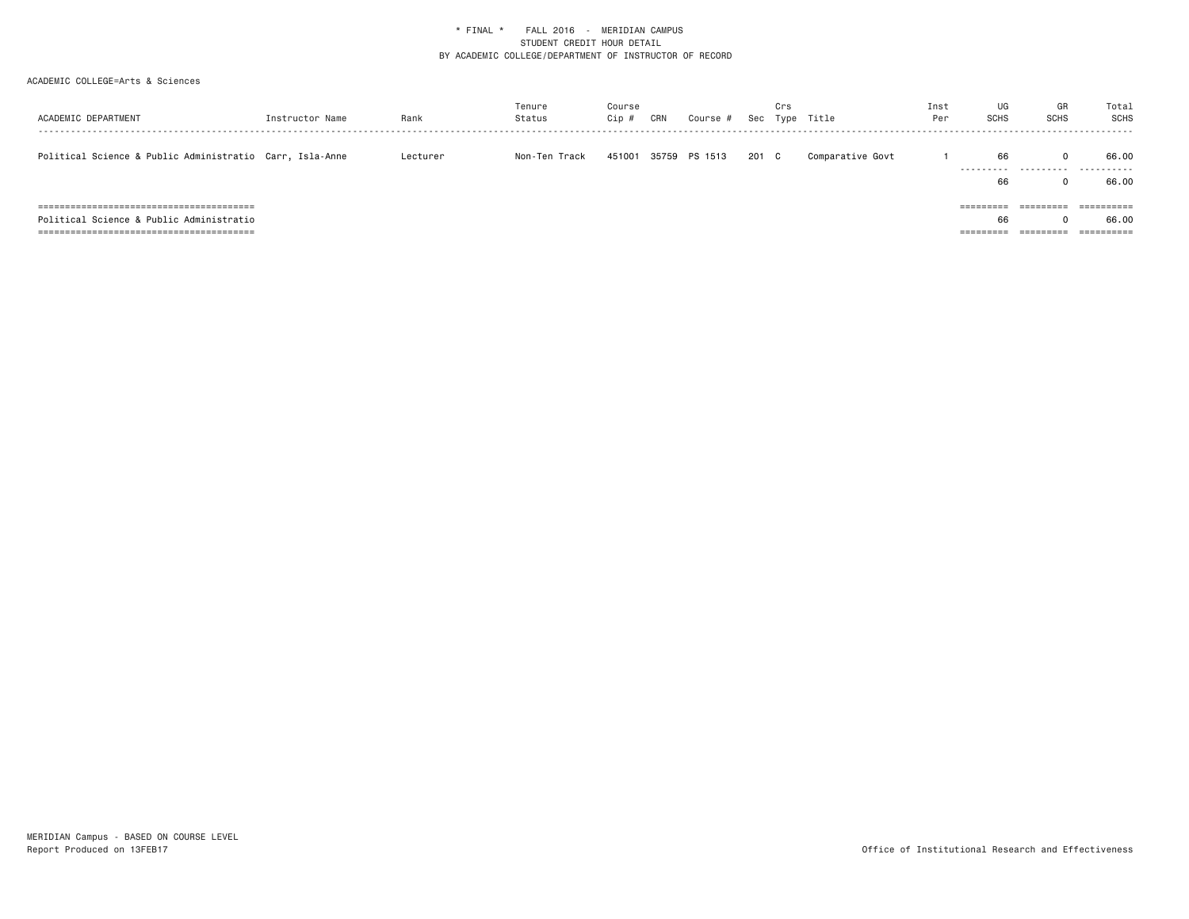\* FINAL \*    FALL 2016 - MERIDIAN CAMPUS
STUDENT CREDIT HOUR DETAIL
BY ACADEMIC COLLEGE/DEPARTMENT OF INSTRUCTOR OF RECORD

ACADEMIC COLLEGE=Arts & Sciences

| ACADEMIC DEPARTMENT | Instructor Name | Rank | Tenure Status | Course Cip # | CRN | Course # | Sec | Crs Type | Title | Inst Per | UG SCHS | GR SCHS | Total SCHS |
|---|---|---|---|---|---|---|---|---|---|---|---|---|---|
| Political Science & Public Administratio | Carr, Isla-Anne | Lecturer | Non-Ten Track | 451001 | 35759 | PS 1513 | 201 | C | Comparative Govt | 1 | 66 | 0 | 66.00 |
| | | | | | | | | | | | 66 | 0 | 66.00 |
| Political Science & Public Administratio | | | | | | | | | | | 66 | 0 | 66.00 |

MERIDIAN Campus - BASED ON COURSE LEVEL
Report Produced on 13FEB17

Office of Institutional Research and Effectiveness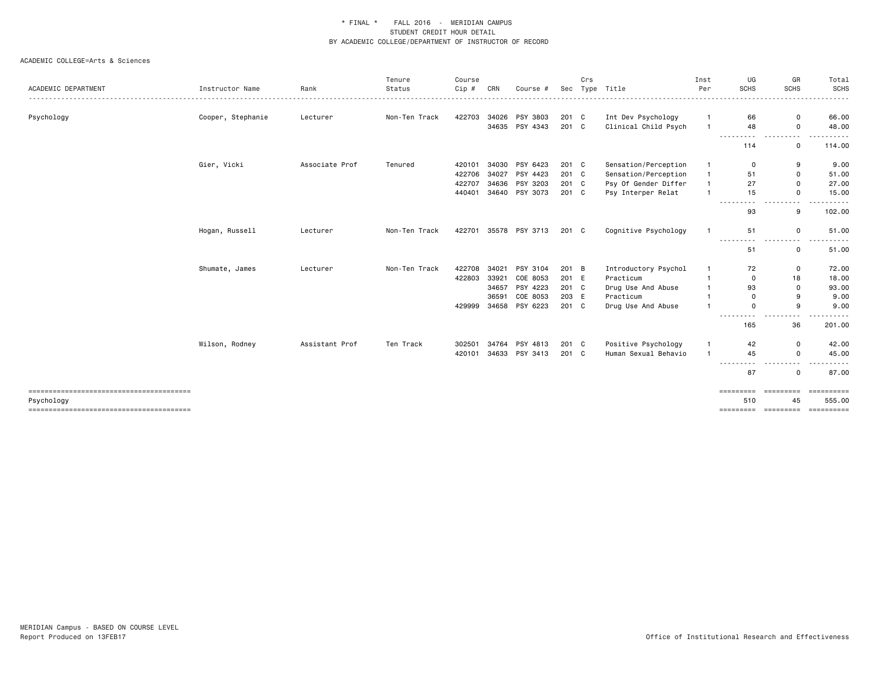\* FINAL \* FALL 2016 - MERIDIAN CAMPUS
STUDENT CREDIT HOUR DETAIL
BY ACADEMIC COLLEGE/DEPARTMENT OF INSTRUCTOR OF RECORD

ACADEMIC COLLEGE=Arts & Sciences

| ACADEMIC DEPARTMENT | Instructor Name | Rank | Tenure Status | Course Cip # | CRN | Course # | Sec | Crs Type | Title | Inst Per | UG SCHS | GR SCHS | Total SCHS |
|---|---|---|---|---|---|---|---|---|---|---|---|---|---|
| Psychology | Cooper, Stephanie | Lecturer | Non-Ten Track | 422703 | 34026 | PSY 3803 | 201 | C | Int Dev Psychology | 1 | 66 | 0 | 66.00 |
| | | | | | 34635 | PSY 4343 | 201 | C | Clinical Child Psych | 1 | 48 | 0 | 48.00 |
| | | | | | | | | | | | 114 | 0 | 114.00 |
| | Gier, Vicki | Associate Prof | Tenured | 420101 | 34030 | PSY 6423 | 201 | C | Sensation/Perception | 1 | 0 | 9 | 9.00 |
| | | | | 422706 | 34027 | PSY 4423 | 201 | C | Sensation/Perception | 1 | 51 | 0 | 51.00 |
| | | | | 422707 | 34636 | PSY 3203 | 201 | C | Psy Of Gender Differ | 1 | 27 | 0 | 27.00 |
| | | | | 440401 | 34640 | PSY 3073 | 201 | C | Psy Interper Relat | 1 | 15 | 0 | 15.00 |
| | | | | | | | | | | | 93 | 9 | 102.00 |
| | Hogan, Russell | Lecturer | Non-Ten Track | 422701 | 35578 | PSY 3713 | 201 | C | Cognitive Psychology | 1 | 51 | 0 | 51.00 |
| | | | | | | | | | | | 51 | 0 | 51.00 |
| | Shumate, James | Lecturer | Non-Ten Track | 422708 | 34021 | PSY 3104 | 201 | B | Introductory Psychol | 1 | 72 | 0 | 72.00 |
| | | | | 422803 | 33921 | COE 8053 | 201 | E | Practicum | 1 | 0 | 18 | 18.00 |
| | | | | | 34657 | PSY 4223 | 201 | C | Drug Use And Abuse | 1 | 93 | 0 | 93.00 |
| | | | | | 36591 | COE 8053 | 203 | E | Practicum | 1 | 0 | 9 | 9.00 |
| | | | | 429999 | 34658 | PSY 6223 | 201 | C | Drug Use And Abuse | 1 | 0 | 9 | 9.00 |
| | | | | | | | | | | | 165 | 36 | 201.00 |
| | Wilson, Rodney | Assistant Prof | Ten Track | 302501 | 34764 | PSY 4813 | 201 | C | Positive Psychology | 1 | 42 | 0 | 42.00 |
| | | | | 420101 | 34633 | PSY 3413 | 201 | C | Human Sexual Behavio | 1 | 45 | 0 | 45.00 |
| | | | | | | | | | | | 87 | 0 | 87.00 |
| Psychology | | | | | | | | | | | 510 | 45 | 555.00 |

MERIDIAN Campus - BASED ON COURSE LEVEL
Report Produced on 13FEB17

Office of Institutional Research and Effectiveness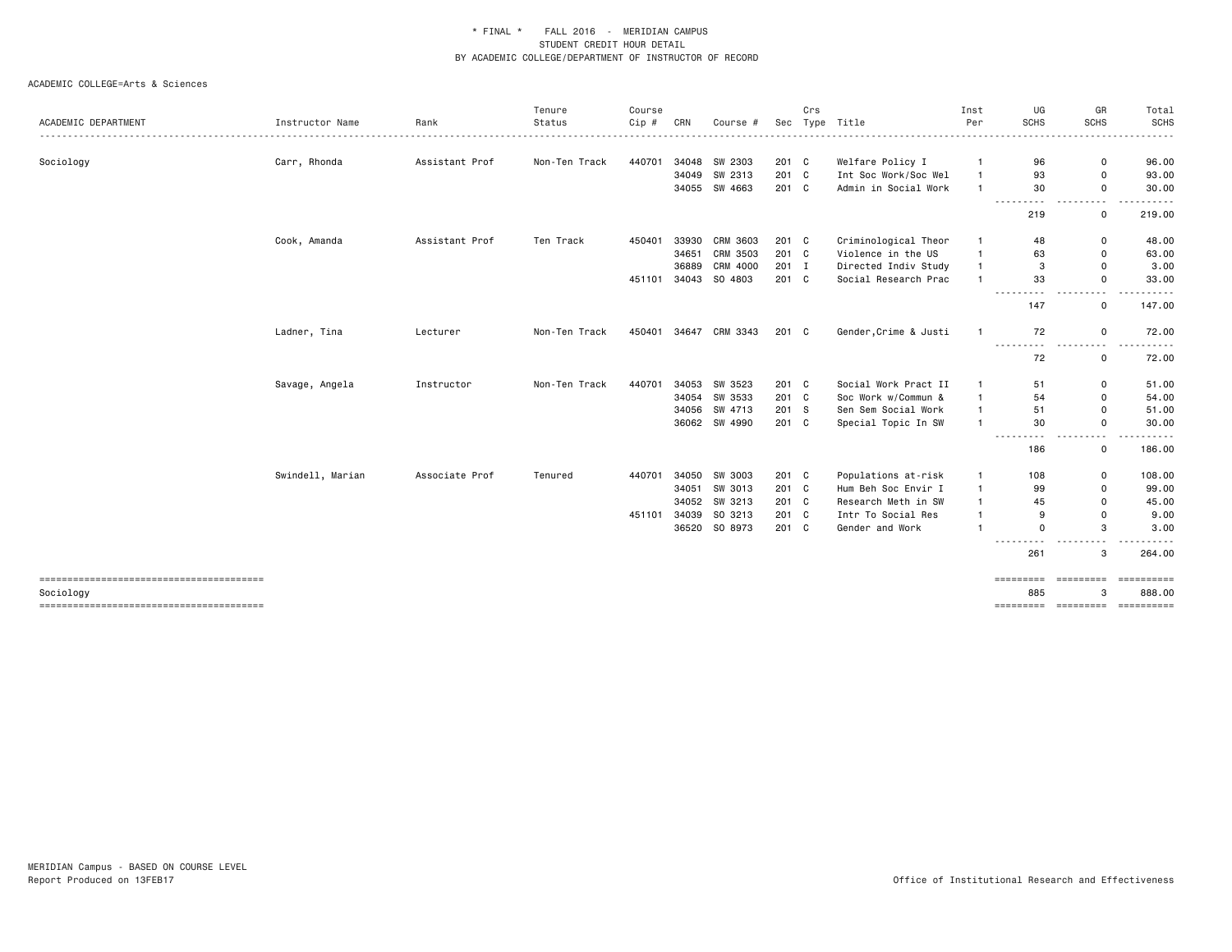\* FINAL \* FALL 2016 - MERIDIAN CAMPUS
STUDENT CREDIT HOUR DETAIL
BY ACADEMIC COLLEGE/DEPARTMENT OF INSTRUCTOR OF RECORD

ACADEMIC COLLEGE=Arts & Sciences

| ACADEMIC DEPARTMENT | Instructor Name | Rank | Tenure Status | Course Cip # | CRN | Course # | Sec | Crs Type | Title | Inst Per | UG SCHS | GR SCHS | Total SCHS |
|---|---|---|---|---|---|---|---|---|---|---|---|---|---|
| Sociology | Carr, Rhonda | Assistant Prof | Non-Ten Track | 440701 | 34048 | SW 2303 | 201 | C | Welfare Policy I | 1 | 96 | 0 | 96.00 |
| | | | | | 34049 | SW 2313 | 201 | C | Int Soc Work/Soc Wel | 1 | 93 | 0 | 93.00 |
| | | | | | 34055 | SW 4663 | 201 | C | Admin in Social Work | 1 | 30 | 0 | 30.00 |
| | | | | | | | | | | | 219 | 0 | 219.00 |
| | Cook, Amanda | Assistant Prof | Ten Track | 450401 | 33930 | CRM 3603 | 201 | C | Criminological Theor | 1 | 48 | 0 | 48.00 |
| | | | | | 34651 | CRM 3503 | 201 | C | Violence in the US | 1 | 63 | 0 | 63.00 |
| | | | | | 36889 | CRM 4000 | 201 | I | Directed Indiv Study | 1 | 3 | 0 | 3.00 |
| | | | | 451101 | 34043 | SO 4803 | 201 | C | Social Research Prac | 1 | 33 | 0 | 33.00 |
| | | | | | | | | | | | 147 | 0 | 147.00 |
| | Ladner, Tina | Lecturer | Non-Ten Track | 450401 | 34647 | CRM 3343 | 201 | C | Gender,Crime & Justi | 1 | 72 | 0 | 72.00 |
| | | | | | | | | | | | 72 | 0 | 72.00 |
| | Savage, Angela | Instructor | Non-Ten Track | 440701 | 34053 | SW 3523 | 201 | C | Social Work Pract II | 1 | 51 | 0 | 51.00 |
| | | | | | 34054 | SW 3533 | 201 | C | Soc Work w/Commun & | 1 | 54 | 0 | 54.00 |
| | | | | | 34056 | SW 4713 | 201 | S | Sen Sem Social Work | 1 | 51 | 0 | 51.00 |
| | | | | | 36062 | SW 4990 | 201 | C | Special Topic In SW | 1 | 30 | 0 | 30.00 |
| | | | | | | | | | | | 186 | 0 | 186.00 |
| | Swindell, Marian | Associate Prof | Tenured | 440701 | 34050 | SW 3003 | 201 | C | Populations at-risk | 1 | 108 | 0 | 108.00 |
| | | | | | 34051 | SW 3013 | 201 | C | Hum Beh Soc Envir I | 1 | 99 | 0 | 99.00 |
| | | | | | 34052 | SW 3213 | 201 | C | Research Meth in SW | 1 | 45 | 0 | 45.00 |
| | | | | 451101 | 34039 | SO 3213 | 201 | C | Intr To Social Res | 1 | 9 | 0 | 9.00 |
| | | | | | 36520 | SO 8973 | 201 | C | Gender and Work | 1 | 0 | 3 | 3.00 |
| | | | | | | | | | | | 261 | 3 | 264.00 |
| Sociology | | | | | | | | | | | 885 | 3 | 888.00 |

MERIDIAN Campus - BASED ON COURSE LEVEL
Report Produced on 13FEB17

Office of Institutional Research and Effectiveness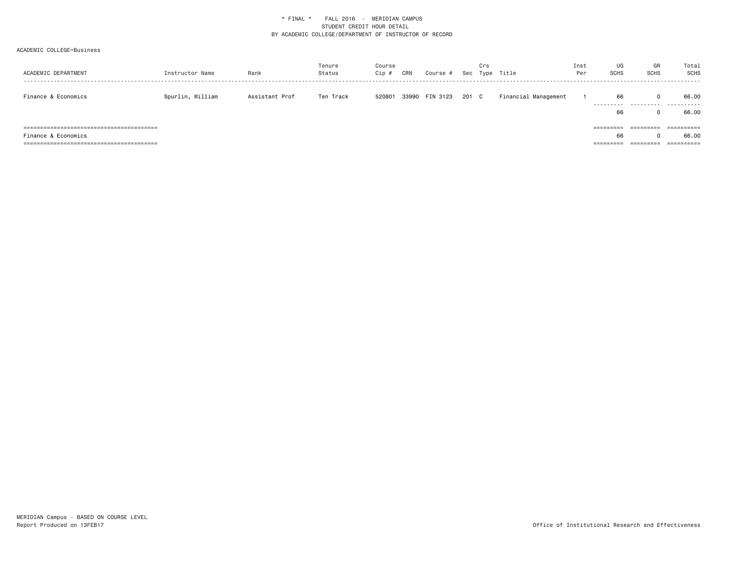\* FINAL \*    FALL 2016  -  MERIDIAN CAMPUS
STUDENT CREDIT HOUR DETAIL
BY ACADEMIC COLLEGE/DEPARTMENT OF INSTRUCTOR OF RECORD

ACADEMIC COLLEGE=Business

| ACADEMIC DEPARTMENT | Instructor Name | Rank | Tenure Status | Course Cip # | CRN | Course # | Sec | Crs Type | Title | Inst Per | UG SCHS | GR SCHS | Total SCHS |
|---|---|---|---|---|---|---|---|---|---|---|---|---|---|
| Finance & Economics | Spurlin, William | Assistant Prof | Ten Track | 520801 | 33990 | FIN 3123 | 201 | C | Financial Management | 1 | 66 | 0 | 66.00 |
| | | | | | | | | | | | 66 | 0 | 66.00 |
| Finance & Economics | | | | | | | | | | | 66 | 0 | 66.00 |

MERIDIAN Campus - BASED ON COURSE LEVEL
Report Produced on 13FEB17

Office of Institutional Research and Effectiveness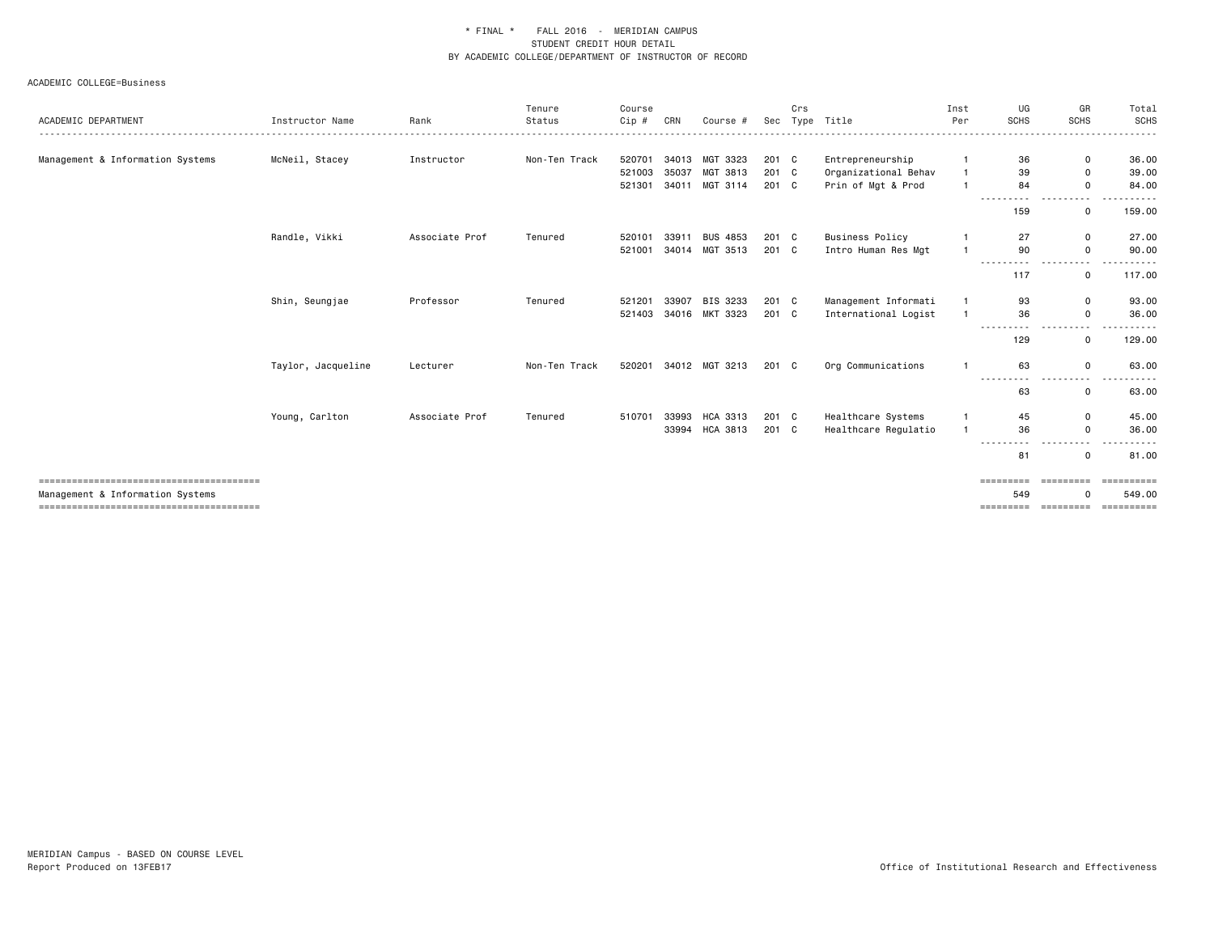\* FINAL \* FALL 2016 - MERIDIAN CAMPUS
STUDENT CREDIT HOUR DETAIL
BY ACADEMIC COLLEGE/DEPARTMENT OF INSTRUCTOR OF RECORD

ACADEMIC COLLEGE=Business

| ACADEMIC DEPARTMENT | Instructor Name | Rank | Tenure Status | Course Cip # | CRN | Course # | Sec | Crs Type | Title | Inst Per | UG SCHS | GR SCHS | Total SCHS |
|---|---|---|---|---|---|---|---|---|---|---|---|---|---|
| Management & Information Systems | McNeil, Stacey | Instructor | Non-Ten Track | 520701 | 34013 | MGT 3323 | 201 | C | Entrepreneurship | 1 | 36 | 0 | 36.00 |
| | | | | 521003 | 35037 | MGT 3813 | 201 | C | Organizational Behav | 1 | 39 | 0 | 39.00 |
| | | | | 521301 | 34011 | MGT 3114 | 201 | C | Prin of Mgt & Prod | 1 | 84 | 0 | 84.00 |
| | | | | | | | | | | | 159 | 0 | 159.00 |
| | Randle, Vikki | Associate Prof | Tenured | 520101 | 33911 | BUS 4853 | 201 | C | Business Policy | 1 | 27 | 0 | 27.00 |
| | | | | 521001 | 34014 | MGT 3513 | 201 | C | Intro Human Res Mgt | 1 | 90 | 0 | 90.00 |
| | | | | | | | | | | | 117 | 0 | 117.00 |
| | Shin, Seungjae | Professor | Tenured | 521201 | 33907 | BIS 3233 | 201 | C | Management Informati | 1 | 93 | 0 | 93.00 |
| | | | | 521403 | 34016 | MKT 3323 | 201 | C | International Logist | 1 | 36 | 0 | 36.00 |
| | | | | | | | | | | | 129 | 0 | 129.00 |
| | Taylor, Jacqueline | Lecturer | Non-Ten Track | 520201 | 34012 | MGT 3213 | 201 | C | Org Communications | 1 | 63 | 0 | 63.00 |
| | | | | | | | | | | | 63 | 0 | 63.00 |
| | Young, Carlton | Associate Prof | Tenured | 510701 | 33993 | HCA 3313 | 201 | C | Healthcare Systems | 1 | 45 | 0 | 45.00 |
| | | | | | 33994 | HCA 3813 | 201 | C | Healthcare Regulatio | 1 | 36 | 0 | 36.00 |
| | | | | | | | | | | | 81 | 0 | 81.00 |
| Management & Information Systems | | | | | | | | | | | 549 | 0 | 549.00 |

MERIDIAN Campus - BASED ON COURSE LEVEL
Report Produced on 13FEB17

Office of Institutional Research and Effectiveness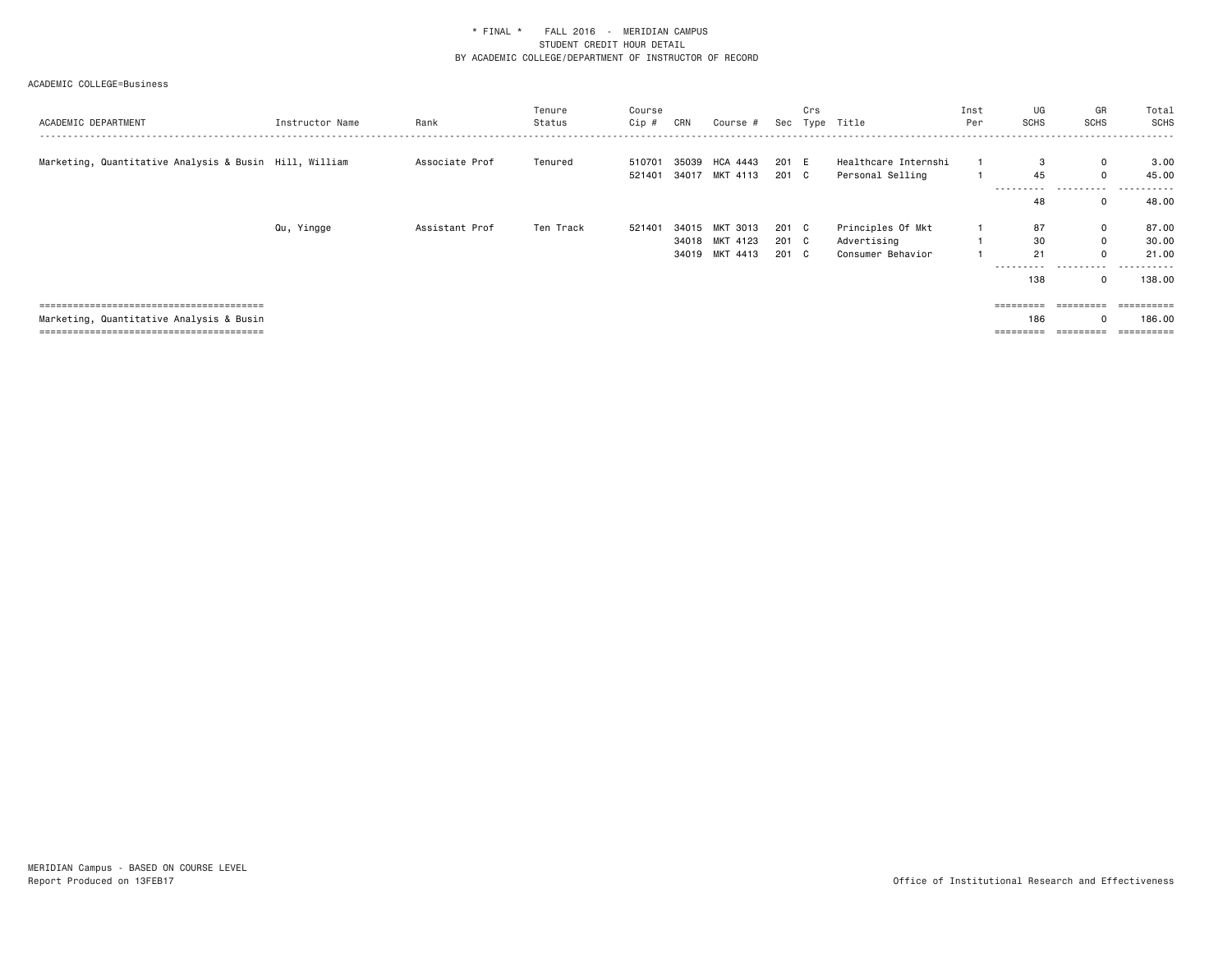\* FINAL \* FALL 2016 - MERIDIAN CAMPUS
STUDENT CREDIT HOUR DETAIL
BY ACADEMIC COLLEGE/DEPARTMENT OF INSTRUCTOR OF RECORD

ACADEMIC COLLEGE=Business

| ACADEMIC DEPARTMENT | Instructor Name | Rank | Tenure Status | Course Cip # | CRN | Course # | Sec | Crs Type | Title | Inst Per | UG SCHS | GR SCHS | Total SCHS |
|---|---|---|---|---|---|---|---|---|---|---|---|---|---|
| Marketing, Quantitative Analysis & Busin | Hill, William | Associate Prof | Tenured | 510701 | 35039 | HCA 4443 | 201 | E | Healthcare Internshi | 1 | 3 | 0 | 3.00 |
| | | | | 521401 | 34017 | MKT 4113 | 201 | C | Personal Selling | 1 | 45 | 0 | 45.00 |
| | | | | | | | | | | | 48 | 0 | 48.00 |
| | Qu, Yingge | Assistant Prof | Ten Track | 521401 | 34015 | MKT 3013 | 201 | C | Principles Of Mkt | 1 | 87 | 0 | 87.00 |
| | | | | | 34018 | MKT 4123 | 201 | C | Advertising | 1 | 30 | 0 | 30.00 |
| | | | | | 34019 | MKT 4413 | 201 | C | Consumer Behavior | 1 | 21 | 0 | 21.00 |
| | | | | | | | | | | | 138 | 0 | 138.00 |
| Marketing, Quantitative Analysis & Busin | | | | | | | | | | | 186 | 0 | 186.00 |

MERIDIAN Campus - BASED ON COURSE LEVEL
Report Produced on 13FEB17

Office of Institutional Research and Effectiveness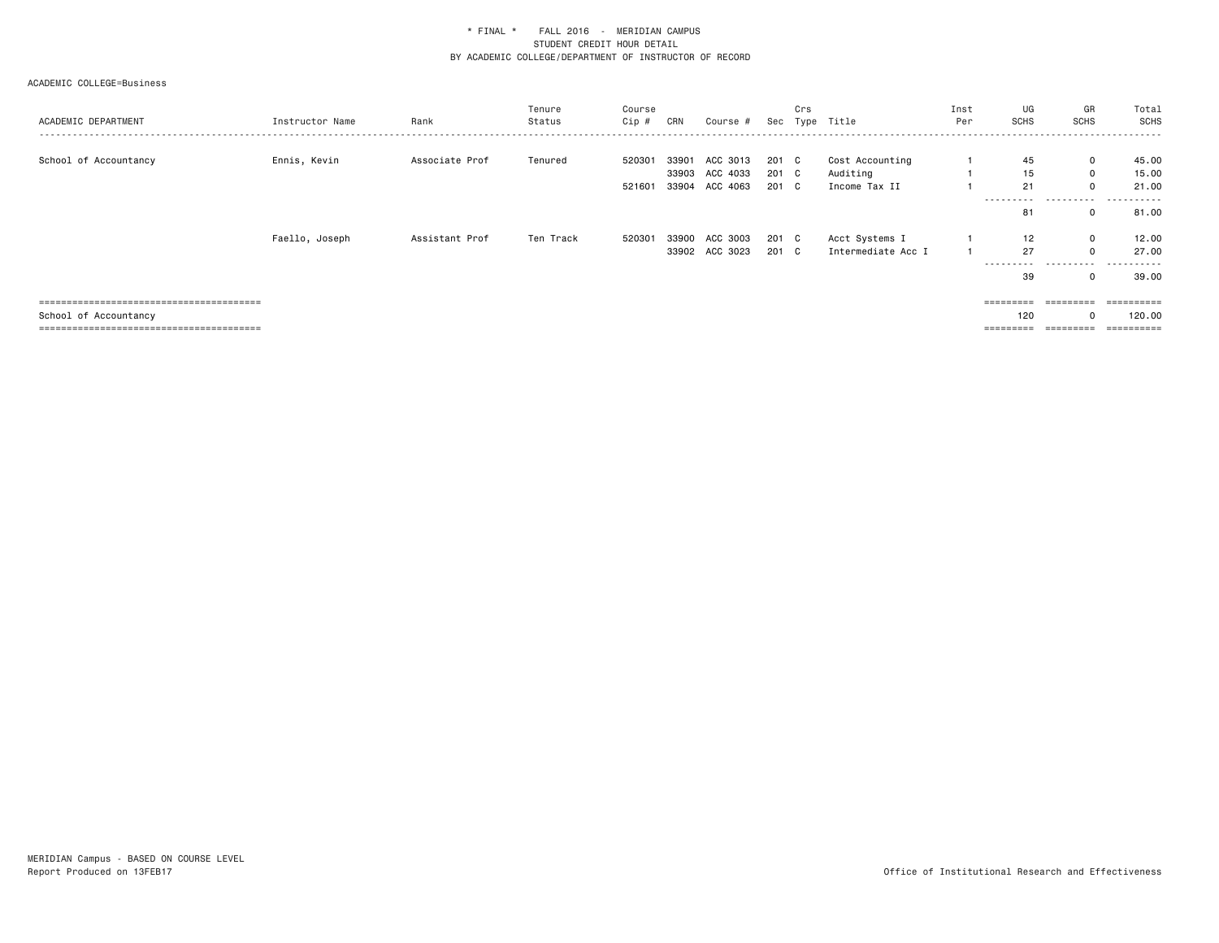\* FINAL \* FALL 2016 - MERIDIAN CAMPUS
STUDENT CREDIT HOUR DETAIL
BY ACADEMIC COLLEGE/DEPARTMENT OF INSTRUCTOR OF RECORD

ACADEMIC COLLEGE=Business

| ACADEMIC DEPARTMENT | Instructor Name | Rank | Tenure Status | Course Cip # | CRN | Course # | Sec | Crs Type | Title | Inst Per | UG SCHS | GR SCHS | Total SCHS |
|---|---|---|---|---|---|---|---|---|---|---|---|---|---|
| School of Accountancy | Ennis, Kevin | Associate Prof | Tenured | 520301 | 33901 | ACC 3013 | 201 | C | Cost Accounting | 1 | 45 | 0 | 45.00 |
| | | | | | 33903 | ACC 4033 | 201 | C | Auditing | 1 | 15 | 0 | 15.00 |
| | | | | 521601 | 33904 | ACC 4063 | 201 | C | Income Tax II | 1 | 21 | 0 | 21.00 |
| | | | | | | | | | | | 81 | 0 | 81.00 |
| | Faello, Joseph | Assistant Prof | Ten Track | 520301 | 33900 | ACC 3003 | 201 | C | Acct Systems I | 1 | 12 | 0 | 12.00 |
| | | | | | 33902 | ACC 3023 | 201 | C | Intermediate Acc I | 1 | 27 | 0 | 27.00 |
| | | | | | | | | | | | 39 | 0 | 39.00 |
| School of Accountancy | | | | | | | | | | | 120 | 0 | 120.00 |

MERIDIAN Campus - BASED ON COURSE LEVEL
Report Produced on 13FEB17

Office of Institutional Research and Effectiveness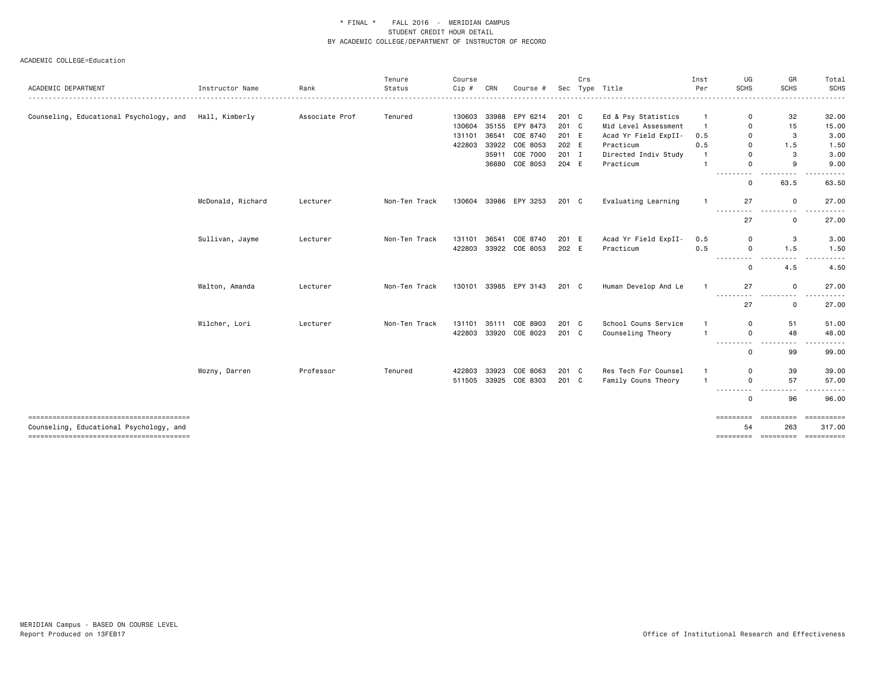\* FINAL \*    FALL 2016  -  MERIDIAN CAMPUS
STUDENT CREDIT HOUR DETAIL
BY ACADEMIC COLLEGE/DEPARTMENT OF INSTRUCTOR OF RECORD

ACADEMIC COLLEGE=Education

| ACADEMIC DEPARTMENT | Instructor Name | Rank | Tenure Status | Course Cip # | CRN | Course # | Sec | Crs Type | Title | Inst Per | UG SCHS | GR SCHS | Total SCHS |
|---|---|---|---|---|---|---|---|---|---|---|---|---|---|
| Counseling, Educational Psychology, and | Hall, Kimberly | Associate Prof | Tenured | 130603 | 33988 | EPY 6214 | 201 | C | Ed & Psy Statistics | 1 | 0 | 32 | 32.00 |
| | | | | 130604 | 35155 | EPY 8473 | 201 | C | Mid Level Assessment | 1 | 0 | 15 | 15.00 |
| | | | | 131101 | 36541 | COE 8740 | 201 | E | Acad Yr Field ExpII- | 0.5 | 0 | 3 | 3.00 |
| | | | | 422803 | 33922 | COE 8053 | 202 | E | Practicum | 0.5 | 0 | 1.5 | 1.50 |
| | | | | | 35911 | COE 7000 | 201 | I | Directed Indiv Study | 1 | 0 | 3 | 3.00 |
| | | | | | 36880 | COE 8053 | 204 | E | Practicum | 1 | 0 | 9 | 9.00 |
| | | | | | | | | | | | 0 | 63.5 | 63.50 |
| | McDonald, Richard | Lecturer | Non-Ten Track | 130604 | 33986 | EPY 3253 | 201 | C | Evaluating Learning | 1 | 27 | 0 | 27.00 |
| | | | | | | | | | | | 27 | 0 | 27.00 |
| | Sullivan, Jayme | Lecturer | Non-Ten Track | 131101 | 36541 | COE 8740 | 201 | E | Acad Yr Field ExpII- | 0.5 | 0 | 3 | 3.00 |
| | | | | 422803 | 33922 | COE 8053 | 202 | E | Practicum | 0.5 | 0 | 1.5 | 1.50 |
| | | | | | | | | | | | 0 | 4.5 | 4.50 |
| | Walton, Amanda | Lecturer | Non-Ten Track | 130101 | 33985 | EPY 3143 | 201 | C | Human Develop And Le | 1 | 27 | 0 | 27.00 |
| | | | | | | | | | | | 27 | 0 | 27.00 |
| | Wilcher, Lori | Lecturer | Non-Ten Track | 131101 | 35111 | COE 8903 | 201 | C | School Couns Service | 1 | 0 | 51 | 51.00 |
| | | | | 422803 | 33920 | COE 8023 | 201 | C | Counseling Theory | 1 | 0 | 48 | 48.00 |
| | | | | | | | | | | | 0 | 99 | 99.00 |
| | Wozny, Darren | Professor | Tenured | 422803 | 33923 | COE 8063 | 201 | C | Res Tech For Counsel | 1 | 0 | 39 | 39.00 |
| | | | | 511505 | 33925 | COE 8303 | 201 | C | Family Couns Theory | 1 | 0 | 57 | 57.00 |
| | | | | | | | | | | | 0 | 96 | 96.00 |
| Counseling, Educational Psychology, and | | | | | | | | | | | 54 | 263 | 317.00 |

MERIDIAN Campus - BASED ON COURSE LEVEL
Report Produced on 13FEB17

Office of Institutional Research and Effectiveness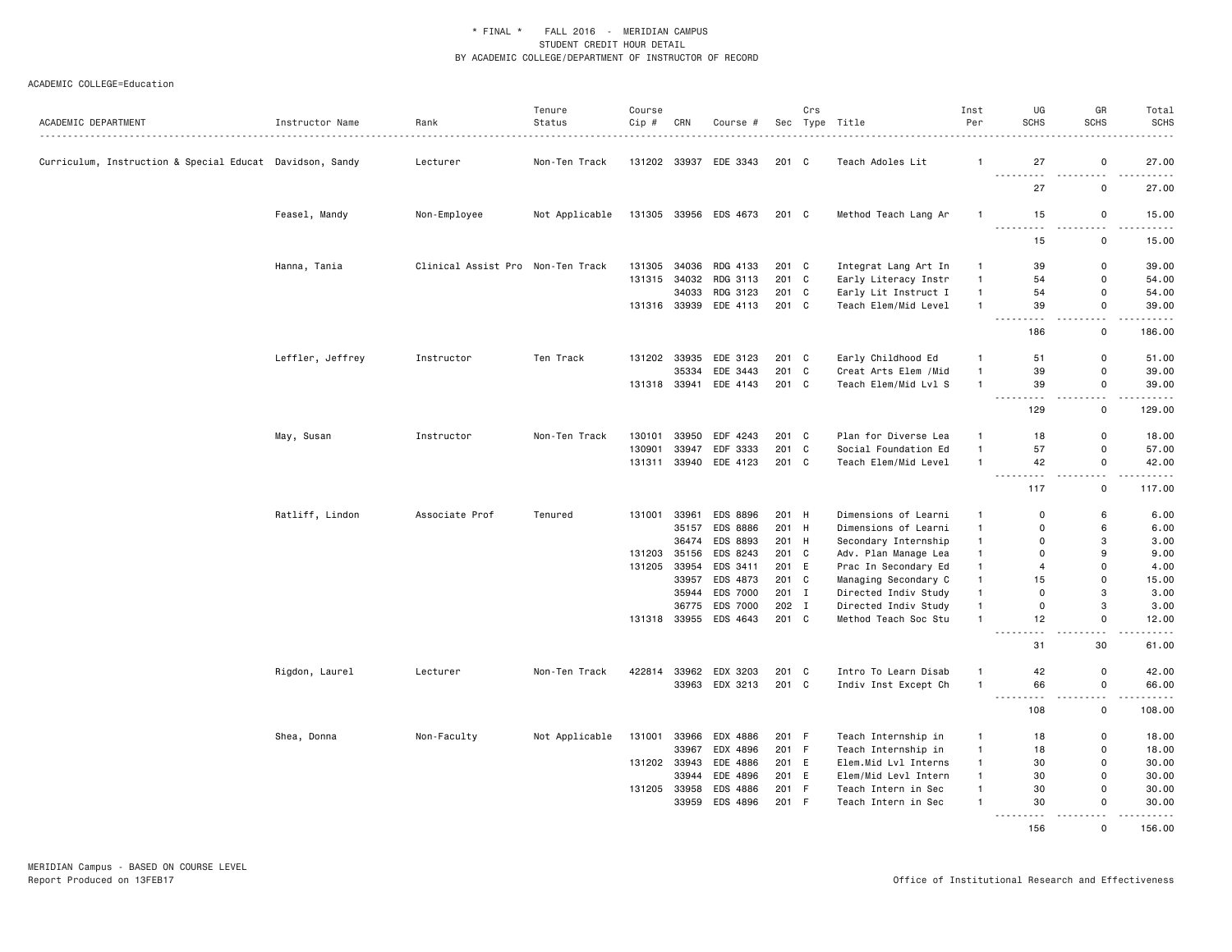* FINAL * FALL 2016 - MERIDIAN CAMPUS
STUDENT CREDIT HOUR DETAIL
BY ACADEMIC COLLEGE/DEPARTMENT OF INSTRUCTOR OF RECORD

ACADEMIC COLLEGE=Education

| ACADEMIC DEPARTMENT | Instructor Name | Rank | Tenure Status | Course Cip # | CRN | Course # | Sec | Crs Type | Title | Inst Per | UG SCHS | GR SCHS | Total SCHS |
|---|---|---|---|---|---|---|---|---|---|---|---|---|---|
| Curriculum, Instruction & Special Educat | Davidson, Sandy | Lecturer | Non-Ten Track | 131202 | 33937 | EDE 3343 | 201 | C | Teach Adoles Lit | 1 | 27 | 0 | 27.00 |
| | | | | | | | | | | | 27 | 0 | 27.00 |
| | Feasel, Mandy | Non-Employee | Not Applicable | 131305 | 33956 | EDS 4673 | 201 | C | Method Teach Lang Ar | 1 | 15 | 0 | 15.00 |
| | | | | | | | | | | | 15 | 0 | 15.00 |
| | Hanna, Tania | Clinical Assist Pro | Non-Ten Track | 131305 | 34036 | RDG 4133 | 201 | C | Integrat Lang Art In | 1 | 39 | 0 | 39.00 |
| | | | | 131315 | 34032 | RDG 3113 | 201 | C | Early Literacy Instr | 1 | 54 | 0 | 54.00 |
| | | | | | 34033 | RDG 3123 | 201 | C | Early Lit Instruct I | 1 | 54 | 0 | 54.00 |
| | | | | 131316 | 33939 | EDE 4113 | 201 | C | Teach Elem/Mid Level | 1 | 39 | 0 | 39.00 |
| | | | | | | | | | | | 186 | 0 | 186.00 |
| | Leffler, Jeffrey | Instructor | Ten Track | 131202 | 33935 | EDE 3123 | 201 | C | Early Childhood Ed | 1 | 51 | 0 | 51.00 |
| | | | | | 35334 | EDE 3443 | 201 | C | Creat Arts Elem /Mid | 1 | 39 | 0 | 39.00 |
| | | | | 131318 | 33941 | EDE 4143 | 201 | C | Teach Elem/Mid Lvl S | 1 | 39 | 0 | 39.00 |
| | | | | | | | | | | | 129 | 0 | 129.00 |
| | May, Susan | Instructor | Non-Ten Track | 130101 | 33950 | EDF 4243 | 201 | C | Plan for Diverse Lea | 1 | 18 | 0 | 18.00 |
| | | | | 130901 | 33947 | EDF 3333 | 201 | C | Social Foundation Ed | 1 | 57 | 0 | 57.00 |
| | | | | 131311 | 33940 | EDE 4123 | 201 | C | Teach Elem/Mid Level | 1 | 42 | 0 | 42.00 |
| | | | | | | | | | | | 117 | 0 | 117.00 |
| | Ratliff, Lindon | Associate Prof | Tenured | 131001 | 33961 | EDS 8896 | 201 | H | Dimensions of Learni | 1 | 0 | 6 | 6.00 |
| | | | | | 35157 | EDS 8886 | 201 | H | Dimensions of Learni | 1 | 0 | 6 | 6.00 |
| | | | | | 36474 | EDS 8893 | 201 | H | Secondary Internship | 1 | 0 | 3 | 3.00 |
| | | | | 131203 | 35156 | EDS 8243 | 201 | C | Adv. Plan Manage Lea | 1 | 0 | 9 | 9.00 |
| | | | | 131205 | 33954 | EDS 3411 | 201 | E | Prac In Secondary Ed | 1 | 4 | 0 | 4.00 |
| | | | | | 33957 | EDS 4873 | 201 | C | Managing Secondary C | 1 | 15 | 0 | 15.00 |
| | | | | | 35944 | EDS 7000 | 201 | I | Directed Indiv Study | 1 | 0 | 3 | 3.00 |
| | | | | | 36775 | EDS 7000 | 202 | I | Directed Indiv Study | 1 | 0 | 3 | 3.00 |
| | | | | 131318 | 33955 | EDS 4643 | 201 | C | Method Teach Soc Stu | 1 | 12 | 0 | 12.00 |
| | | | | | | | | | | | 31 | 30 | 61.00 |
| | Rigdon, Laurel | Lecturer | Non-Ten Track | 422814 | 33962 | EDX 3203 | 201 | C | Intro To Learn Disab | 1 | 42 | 0 | 42.00 |
| | | | | | 33963 | EDX 3213 | 201 | C | Indiv Inst Except Ch | 1 | 66 | 0 | 66.00 |
| | | | | | | | | | | | 108 | 0 | 108.00 |
| | Shea, Donna | Non-Faculty | Not Applicable | 131001 | 33966 | EDX 4886 | 201 | F | Teach Internship in | 1 | 18 | 0 | 18.00 |
| | | | | | 33967 | EDX 4896 | 201 | F | Teach Internship in | 1 | 18 | 0 | 18.00 |
| | | | | 131202 | 33943 | EDE 4886 | 201 | E | Elem.Mid Lvl Interns | 1 | 30 | 0 | 30.00 |
| | | | | | 33944 | EDE 4896 | 201 | E | Elem/Mid Levl Intern | 1 | 30 | 0 | 30.00 |
| | | | | 131205 | 33958 | EDS 4886 | 201 | F | Teach Intern in Sec | 1 | 30 | 0 | 30.00 |
| | | | | | 33959 | EDS 4896 | 201 | F | Teach Intern in Sec | 1 | 30 | 0 | 30.00 |
| | | | | | | | | | | | 156 | 0 | 156.00 |

MERIDIAN Campus - BASED ON COURSE LEVEL
Report Produced on 13FEB17

Office of Institutional Research and Effectiveness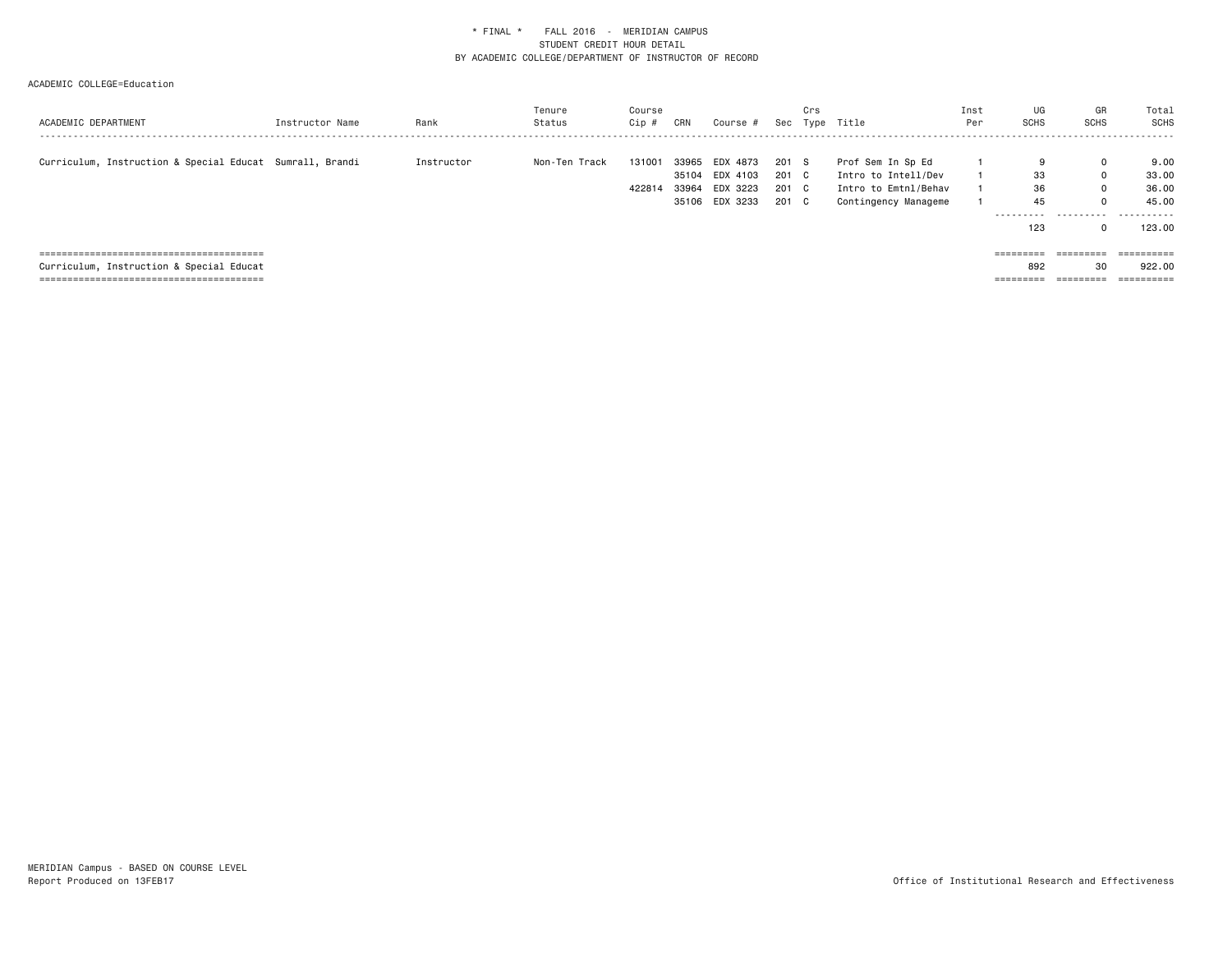\* FINAL \*    FALL 2016  -  MERIDIAN CAMPUS
STUDENT CREDIT HOUR DETAIL
BY ACADEMIC COLLEGE/DEPARTMENT OF INSTRUCTOR OF RECORD

ACADEMIC COLLEGE=Education

| ACADEMIC DEPARTMENT | Instructor Name | Rank | Tenure Status | Course Cip # | CRN | Course # | Sec | Crs Type | Title | Inst Per | UG SCHS | GR SCHS | Total SCHS |
|---|---|---|---|---|---|---|---|---|---|---|---|---|---|
| Curriculum, Instruction & Special Educat | Sumrall, Brandi | Instructor | Non-Ten Track | 131001 | 33965 | EDX 4873 | 201 | S | Prof Sem In Sp Ed | 1 | 9 | 0 | 9.00 |
| | | | | | 35104 | EDX 4103 | 201 | C | Intro to Intell/Dev | 1 | 33 | 0 | 33.00 |
| | | | | 422814 | 33964 | EDX 3223 | 201 | C | Intro to Emtnl/Behav | 1 | 36 | 0 | 36.00 |
| | | | | | 35106 | EDX 3233 | 201 | C | Contingency Manageme | 1 | 45 | 0 | 45.00 |
| | | | | | | | | | | | 123 | 0 | 123.00 |
| Curriculum, Instruction & Special Educat | | | | | | | | | | | 892 | 30 | 922.00 |

MERIDIAN Campus - BASED ON COURSE LEVEL
Report Produced on 13FEB17

Office of Institutional Research and Effectiveness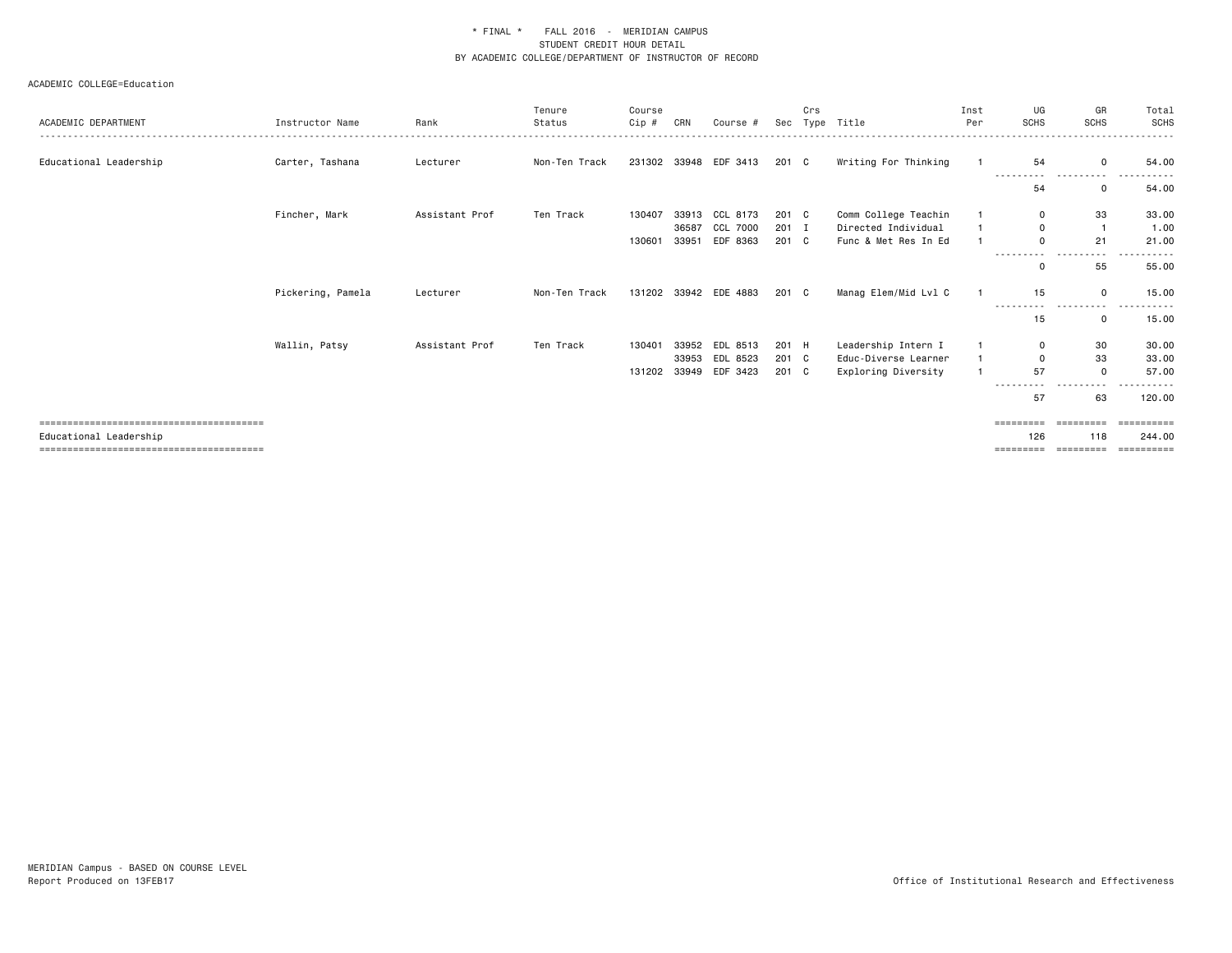\* FINAL \* FALL 2016 - MERIDIAN CAMPUS
STUDENT CREDIT HOUR DETAIL
BY ACADEMIC COLLEGE/DEPARTMENT OF INSTRUCTOR OF RECORD

ACADEMIC COLLEGE=Education

| ACADEMIC DEPARTMENT | Instructor Name | Rank | Tenure Status | Course Cip # | CRN | Course # | Sec | Crs Type | Title | Inst Per | UG SCHS | GR SCHS | Total SCHS |
|---|---|---|---|---|---|---|---|---|---|---|---|---|---|
| Educational Leadership | Carter, Tashana | Lecturer | Non-Ten Track | 231302 | 33948 | EDF 3413 | 201 | C | Writing For Thinking | 1 | 54 | 0 | 54.00 |
| | | | | | | | | | | | 54 | 0 | 54.00 |
| | Fincher, Mark | Assistant Prof | Ten Track | 130407 | 33913 | CCL 8173 | 201 | C | Comm College Teachin | 1 | 0 | 33 | 33.00 |
| | | | | | 36587 | CCL 7000 | 201 | I | Directed Individual | 1 | 0 | 1 | 1.00 |
| | | | | 130601 | 33951 | EDF 8363 | 201 | C | Func & Met Res In Ed | 1 | 0 | 21 | 21.00 |
| | | | | | | | | | | | 0 | 55 | 55.00 |
| | Pickering, Pamela | Lecturer | Non-Ten Track | 131202 | 33942 | EDE 4883 | 201 | C | Manag Elem/Mid Lvl C | 1 | 15 | 0 | 15.00 |
| | | | | | | | | | | | 15 | 0 | 15.00 |
| | Wallin, Patsy | Assistant Prof | Ten Track | 130401 | 33952 | EDL 8513 | 201 | H | Leadership Intern I | 1 | 0 | 30 | 30.00 |
| | | | | | 33953 | EDL 8523 | 201 | C | Educ-Diverse Learner | 1 | 0 | 33 | 33.00 |
| | | | | 131202 | 33949 | EDF 3423 | 201 | C | Exploring Diversity | 1 | 57 | 0 | 57.00 |
| | | | | | | | | | | | 57 | 63 | 120.00 |
| Educational Leadership | | | | | | | | | | | 126 | 118 | 244.00 |

MERIDIAN Campus - BASED ON COURSE LEVEL
Report Produced on 13FEB17

Office of Institutional Research and Effectiveness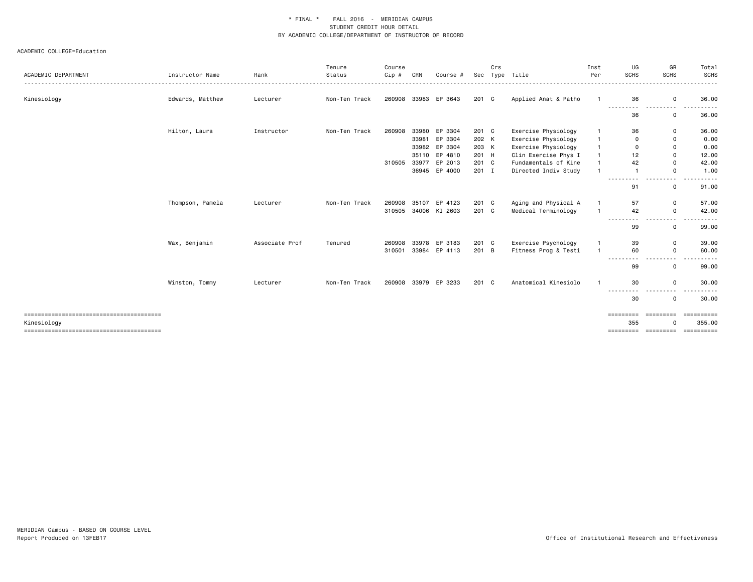\* FINAL \* FALL 2016 - MERIDIAN CAMPUS
STUDENT CREDIT HOUR DETAIL
BY ACADEMIC COLLEGE/DEPARTMENT OF INSTRUCTOR OF RECORD

ACADEMIC COLLEGE=Education

| ACADEMIC DEPARTMENT | Instructor Name | Rank | Tenure Status | Course Cip # | CRN | Course # | Sec | Crs Type | Title | Inst Per | UG SCHS | GR SCHS | Total SCHS |
|---|---|---|---|---|---|---|---|---|---|---|---|---|---|
| Kinesiology | Edwards, Matthew | Lecturer | Non-Ten Track | 260908 | 33983 | EP 3643 | 201 | C | Applied Anat & Patho | 1 | 36 | 0 | 36.00 |
| | | | | | | | | | | | 36 | 0 | 36.00 |
| | Hilton, Laura | Instructor | Non-Ten Track | 260908 | 33980 | EP 3304 | 201 | C | Exercise Physiology | 1 | 36 | 0 | 36.00 |
| | | | | | 33981 | EP 3304 | 202 | K | Exercise Physiology | 1 | 0 | 0 | 0.00 |
| | | | | | 33982 | EP 3304 | 203 | K | Exercise Physiology | 1 | 0 | 0 | 0.00 |
| | | | | | 35110 | EP 4810 | 201 | H | Clin Exercise Phys I | 1 | 12 | 0 | 12.00 |
| | | | | 310505 | 33977 | EP 2013 | 201 | C | Fundamentals of Kine | 1 | 42 | 0 | 42.00 |
| | | | | | 36945 | EP 4000 | 201 | I | Directed Indiv Study | 1 | 1 | 0 | 1.00 |
| | | | | | | | | | | | 91 | 0 | 91.00 |
| | Thompson, Pamela | Lecturer | Non-Ten Track | 260908 | 35107 | EP 4123 | 201 | C | Aging and Physical A | 1 | 57 | 0 | 57.00 |
| | | | | 310505 | 34006 | KI 2603 | 201 | C | Medical Terminology | 1 | 42 | 0 | 42.00 |
| | | | | | | | | | | | 99 | 0 | 99.00 |
| | Wax, Benjamin | Associate Prof | Tenured | 260908 | 33978 | EP 3183 | 201 | C | Exercise Psychology | 1 | 39 | 0 | 39.00 |
| | | | | 310501 | 33984 | EP 4113 | 201 | B | Fitness Prog & Testi | 1 | 60 | 0 | 60.00 |
| | | | | | | | | | | | 99 | 0 | 99.00 |
| | Winston, Tommy | Lecturer | Non-Ten Track | 260908 | 33979 | EP 3233 | 201 | C | Anatomical Kinesiolo | 1 | 30 | 0 | 30.00 |
| | | | | | | | | | | | 30 | 0 | 30.00 |
| Kinesiology | | | | | | | | | | | 355 | 0 | 355.00 |

MERIDIAN Campus - BASED ON COURSE LEVEL
Report Produced on 13FEB17

Office of Institutional Research and Effectiveness